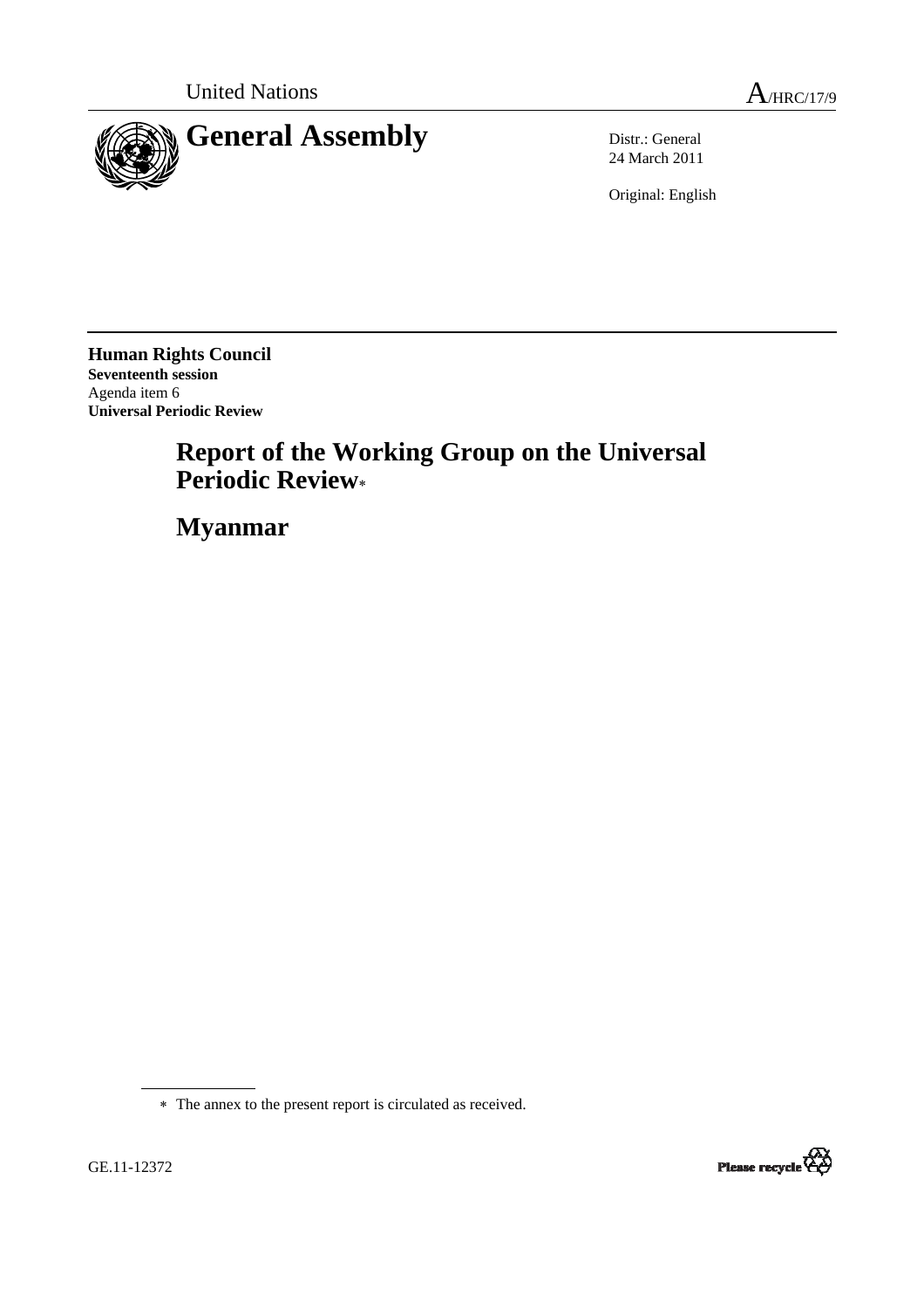United Nations A/HRC/17/9

# General Assembly

Distr.: General
24 March 2011

Original: English

**Human Rights Council**
**Seventeenth session**
Agenda item 6
**Universal Periodic Review**

## Report of the Working Group on the Universal Periodic Review*

## Myanmar

---

* The annex to the present report is circulated as received.

GE.11-12372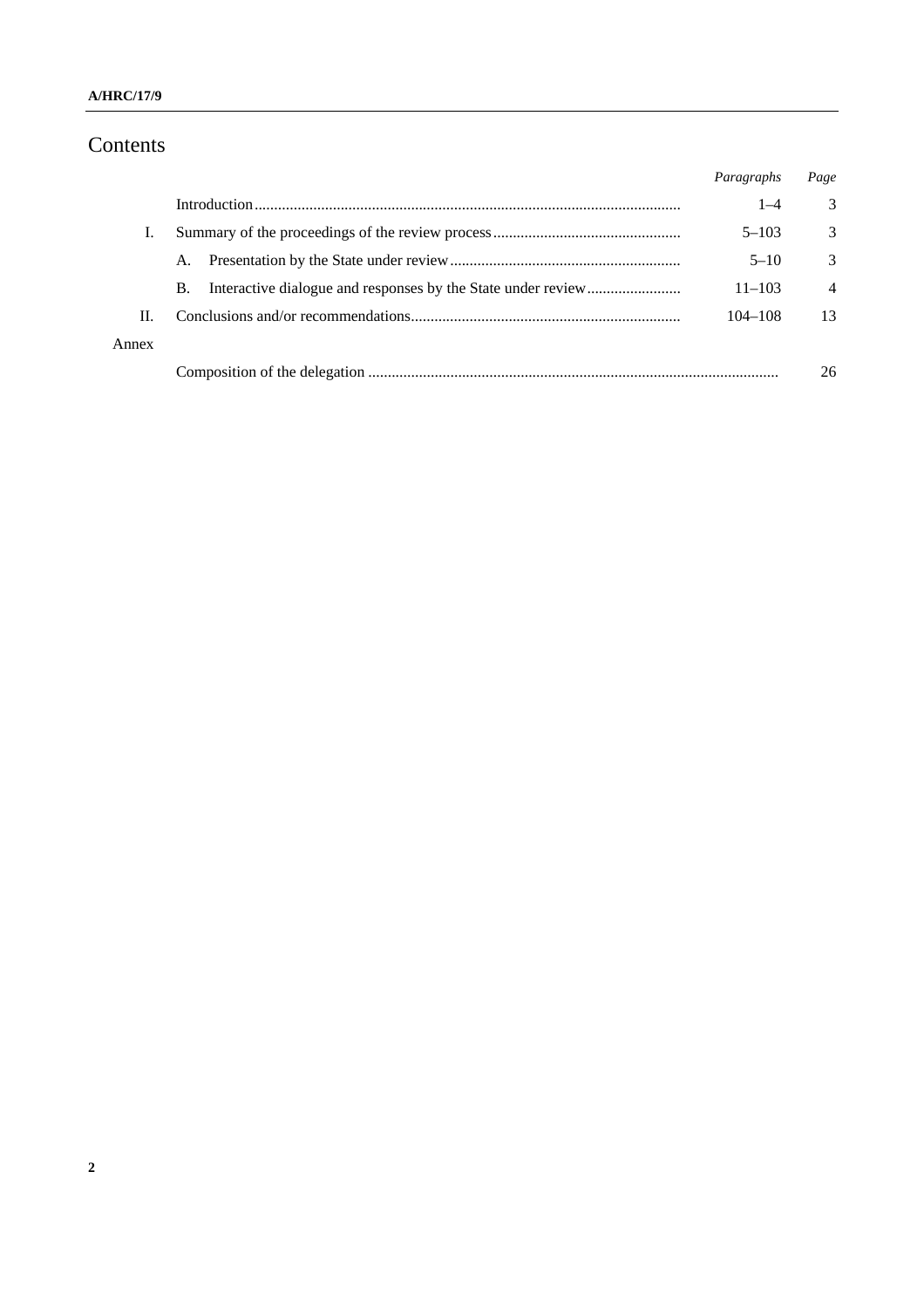# Contents

|  |  | *Paragraphs* | *Page* |
|---|---|---|---|
|  | Introduction | 1–4 | 3 |
| I. | Summary of the proceedings of the review process | 5–103 | 3 |
|  | A. Presentation by the State under review | 5–10 | 3 |
|  | B. Interactive dialogue and responses by the State under review | 11–103 | 4 |
| II. | Conclusions and/or recommendations | 104–108 | 13 |
| Annex |  |  |  |
|  | Composition of the delegation |  | 26 |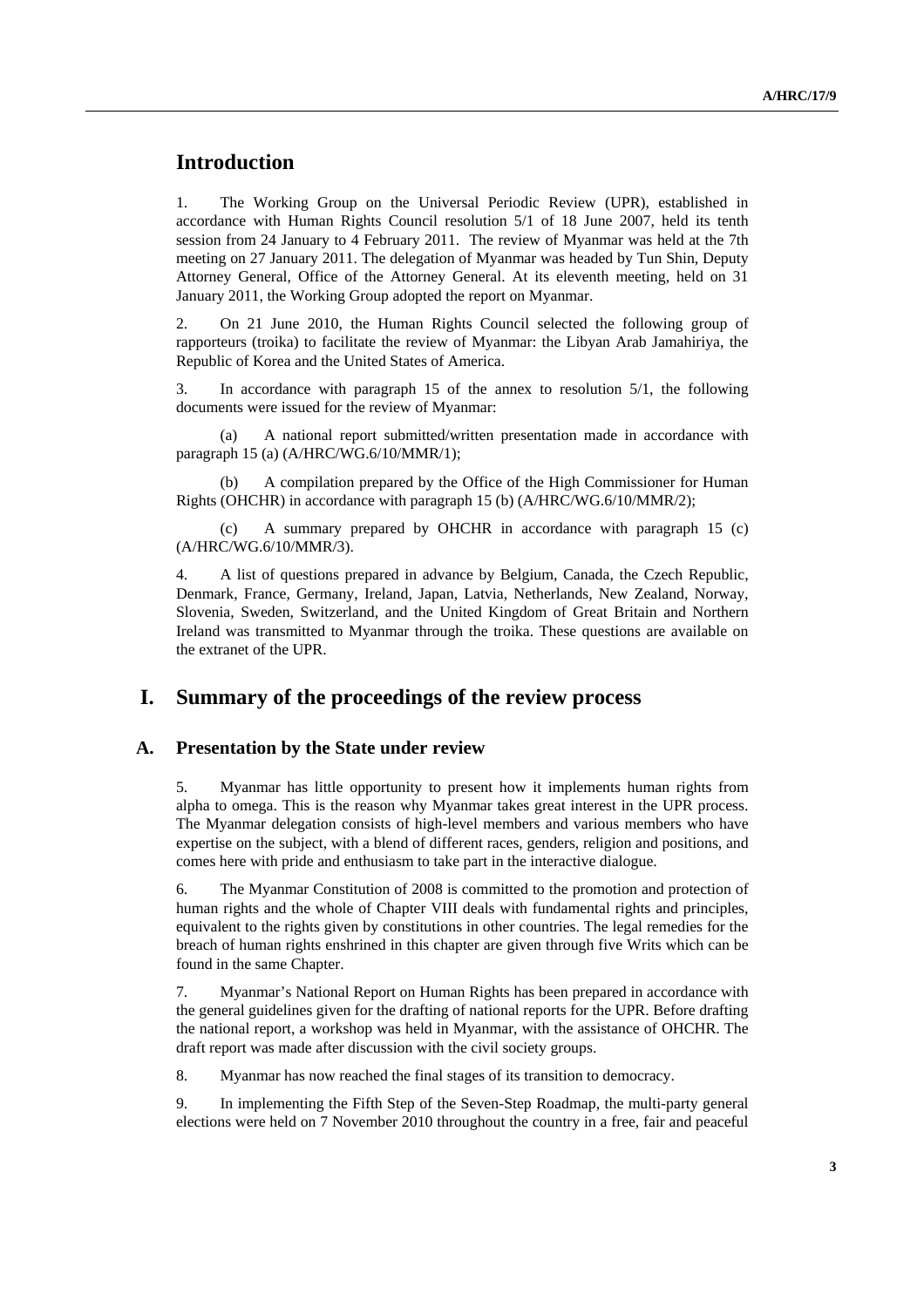# Introduction

1. The Working Group on the Universal Periodic Review (UPR), established in accordance with Human Rights Council resolution 5/1 of 18 June 2007, held its tenth session from 24 January to 4 February 2011. The review of Myanmar was held at the 7th meeting on 27 January 2011. The delegation of Myanmar was headed by Tun Shin, Deputy Attorney General, Office of the Attorney General. At its eleventh meeting, held on 31 January 2011, the Working Group adopted the report on Myanmar.

2. On 21 June 2010, the Human Rights Council selected the following group of rapporteurs (troika) to facilitate the review of Myanmar: the Libyan Arab Jamahiriya, the Republic of Korea and the United States of America.

3. In accordance with paragraph 15 of the annex to resolution 5/1, the following documents were issued for the review of Myanmar:

(a) A national report submitted/written presentation made in accordance with paragraph 15 (a) (A/HRC/WG.6/10/MMR/1);

(b) A compilation prepared by the Office of the High Commissioner for Human Rights (OHCHR) in accordance with paragraph 15 (b) (A/HRC/WG.6/10/MMR/2);

(c) A summary prepared by OHCHR in accordance with paragraph 15 (c) (A/HRC/WG.6/10/MMR/3).

4. A list of questions prepared in advance by Belgium, Canada, the Czech Republic, Denmark, France, Germany, Ireland, Japan, Latvia, Netherlands, New Zealand, Norway, Slovenia, Sweden, Switzerland, and the United Kingdom of Great Britain and Northern Ireland was transmitted to Myanmar through the troika. These questions are available on the extranet of the UPR.

# I. Summary of the proceedings of the review process

## A. Presentation by the State under review

5. Myanmar has little opportunity to present how it implements human rights from alpha to omega. This is the reason why Myanmar takes great interest in the UPR process. The Myanmar delegation consists of high-level members and various members who have expertise on the subject, with a blend of different races, genders, religion and positions, and comes here with pride and enthusiasm to take part in the interactive dialogue.

6. The Myanmar Constitution of 2008 is committed to the promotion and protection of human rights and the whole of Chapter VIII deals with fundamental rights and principles, equivalent to the rights given by constitutions in other countries. The legal remedies for the breach of human rights enshrined in this chapter are given through five Writs which can be found in the same Chapter.

7. Myanmar's National Report on Human Rights has been prepared in accordance with the general guidelines given for the drafting of national reports for the UPR. Before drafting the national report, a workshop was held in Myanmar, with the assistance of OHCHR. The draft report was made after discussion with the civil society groups.

8. Myanmar has now reached the final stages of its transition to democracy.

9. In implementing the Fifth Step of the Seven-Step Roadmap, the multi-party general elections were held on 7 November 2010 throughout the country in a free, fair and peaceful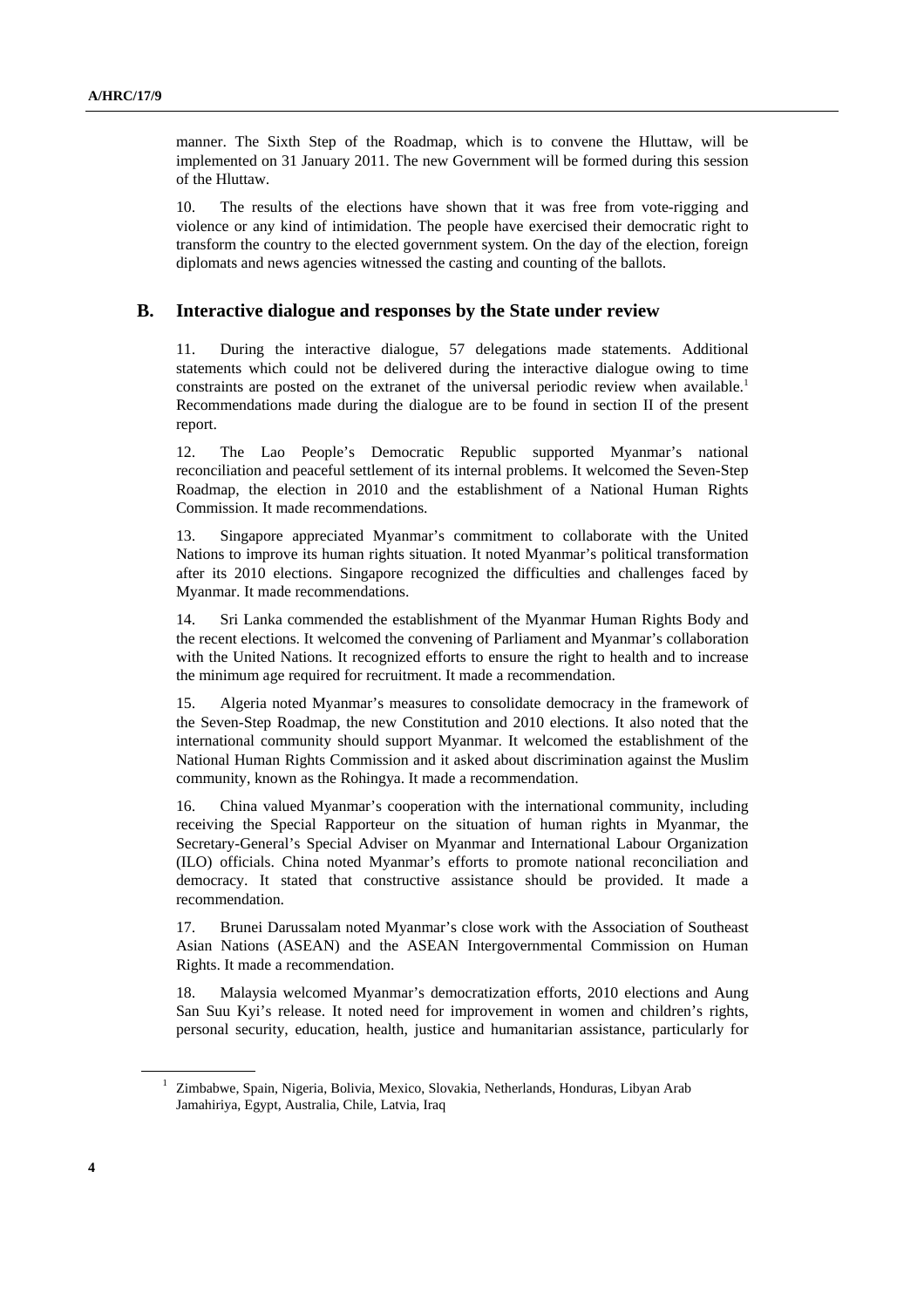manner. The Sixth Step of the Roadmap, which is to convene the Hluttaw, will be implemented on 31 January 2011. The new Government will be formed during this session of the Hluttaw.

10. The results of the elections have shown that it was free from vote-rigging and violence or any kind of intimidation. The people have exercised their democratic right to transform the country to the elected government system. On the day of the election, foreign diplomats and news agencies witnessed the casting and counting of the ballots.

## B. Interactive dialogue and responses by the State under review

11. During the interactive dialogue, 57 delegations made statements. Additional statements which could not be delivered during the interactive dialogue owing to time constraints are posted on the extranet of the universal periodic review when available.[1] Recommendations made during the dialogue are to be found in section II of the present report.

12. The Lao People's Democratic Republic supported Myanmar's national reconciliation and peaceful settlement of its internal problems. It welcomed the Seven-Step Roadmap, the election in 2010 and the establishment of a National Human Rights Commission. It made recommendations.

13. Singapore appreciated Myanmar's commitment to collaborate with the United Nations to improve its human rights situation. It noted Myanmar's political transformation after its 2010 elections. Singapore recognized the difficulties and challenges faced by Myanmar. It made recommendations.

14. Sri Lanka commended the establishment of the Myanmar Human Rights Body and the recent elections. It welcomed the convening of Parliament and Myanmar's collaboration with the United Nations. It recognized efforts to ensure the right to health and to increase the minimum age required for recruitment. It made a recommendation.

15. Algeria noted Myanmar's measures to consolidate democracy in the framework of the Seven-Step Roadmap, the new Constitution and 2010 elections. It also noted that the international community should support Myanmar. It welcomed the establishment of the National Human Rights Commission and it asked about discrimination against the Muslim community, known as the Rohingya. It made a recommendation.

16. China valued Myanmar's cooperation with the international community, including receiving the Special Rapporteur on the situation of human rights in Myanmar, the Secretary-General's Special Adviser on Myanmar and International Labour Organization (ILO) officials. China noted Myanmar's efforts to promote national reconciliation and democracy. It stated that constructive assistance should be provided. It made a recommendation.

17. Brunei Darussalam noted Myanmar's close work with the Association of Southeast Asian Nations (ASEAN) and the ASEAN Intergovernmental Commission on Human Rights. It made a recommendation.

18. Malaysia welcomed Myanmar's democratization efforts, 2010 elections and Aung San Suu Kyi's release. It noted need for improvement in women and children's rights, personal security, education, health, justice and humanitarian assistance, particularly for

---

[1] Zimbabwe, Spain, Nigeria, Bolivia, Mexico, Slovakia, Netherlands, Honduras, Libyan Arab Jamahiriya, Egypt, Australia, Chile, Latvia, Iraq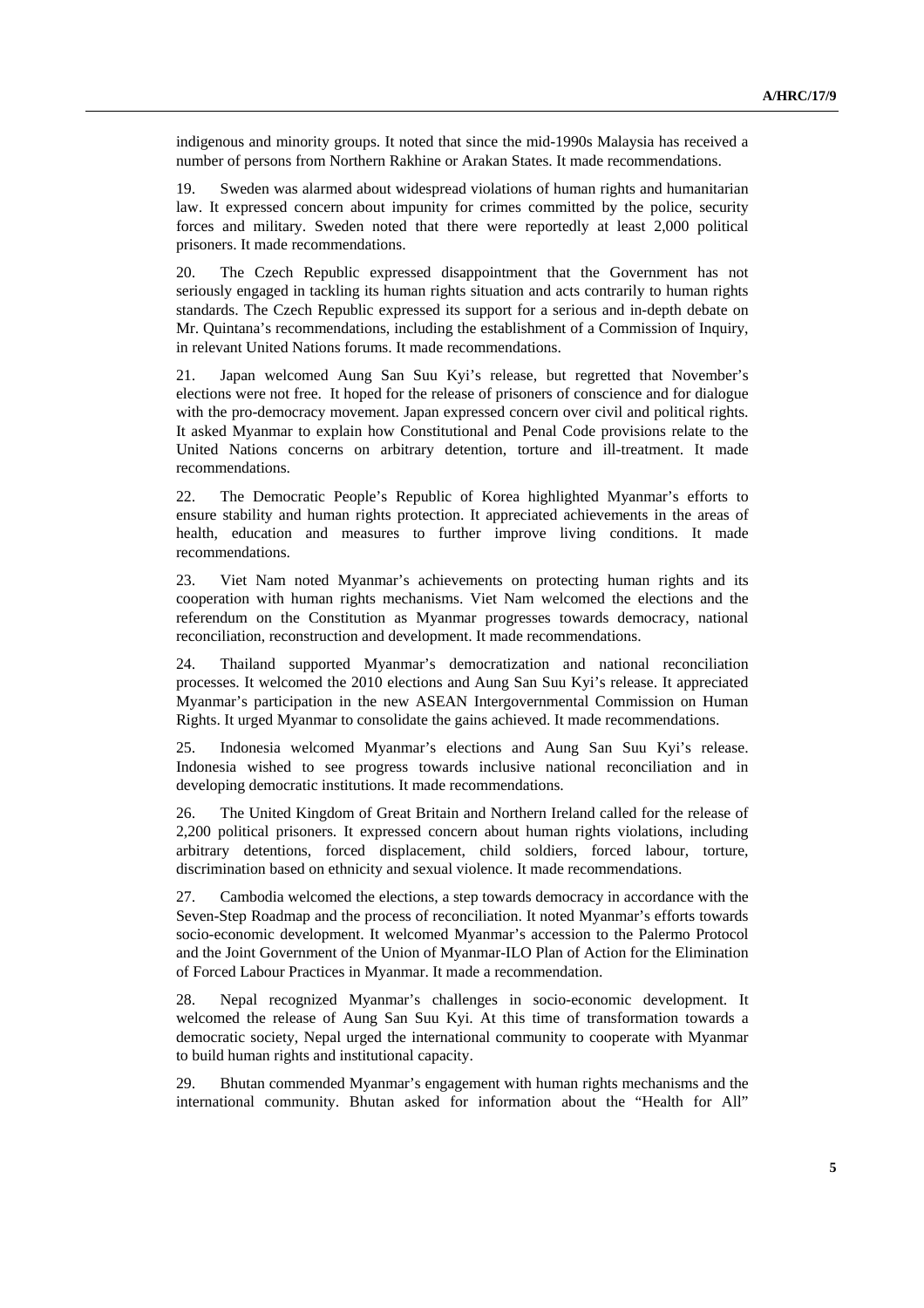indigenous and minority groups. It noted that since the mid-1990s Malaysia has received a number of persons from Northern Rakhine or Arakan States. It made recommendations.

19. Sweden was alarmed about widespread violations of human rights and humanitarian law. It expressed concern about impunity for crimes committed by the police, security forces and military. Sweden noted that there were reportedly at least 2,000 political prisoners. It made recommendations.

20. The Czech Republic expressed disappointment that the Government has not seriously engaged in tackling its human rights situation and acts contrarily to human rights standards. The Czech Republic expressed its support for a serious and in-depth debate on Mr. Quintana's recommendations, including the establishment of a Commission of Inquiry, in relevant United Nations forums. It made recommendations.

21. Japan welcomed Aung San Suu Kyi's release, but regretted that November's elections were not free. It hoped for the release of prisoners of conscience and for dialogue with the pro-democracy movement. Japan expressed concern over civil and political rights. It asked Myanmar to explain how Constitutional and Penal Code provisions relate to the United Nations concerns on arbitrary detention, torture and ill-treatment. It made recommendations.

22. The Democratic People's Republic of Korea highlighted Myanmar's efforts to ensure stability and human rights protection. It appreciated achievements in the areas of health, education and measures to further improve living conditions. It made recommendations.

23. Viet Nam noted Myanmar's achievements on protecting human rights and its cooperation with human rights mechanisms. Viet Nam welcomed the elections and the referendum on the Constitution as Myanmar progresses towards democracy, national reconciliation, reconstruction and development. It made recommendations.

24. Thailand supported Myanmar's democratization and national reconciliation processes. It welcomed the 2010 elections and Aung San Suu Kyi's release. It appreciated Myanmar's participation in the new ASEAN Intergovernmental Commission on Human Rights. It urged Myanmar to consolidate the gains achieved. It made recommendations.

25. Indonesia welcomed Myanmar's elections and Aung San Suu Kyi's release. Indonesia wished to see progress towards inclusive national reconciliation and in developing democratic institutions. It made recommendations.

26. The United Kingdom of Great Britain and Northern Ireland called for the release of 2,200 political prisoners. It expressed concern about human rights violations, including arbitrary detentions, forced displacement, child soldiers, forced labour, torture, discrimination based on ethnicity and sexual violence. It made recommendations.

27. Cambodia welcomed the elections, a step towards democracy in accordance with the Seven-Step Roadmap and the process of reconciliation. It noted Myanmar's efforts towards socio-economic development. It welcomed Myanmar's accession to the Palermo Protocol and the Joint Government of the Union of Myanmar-ILO Plan of Action for the Elimination of Forced Labour Practices in Myanmar. It made a recommendation.

28. Nepal recognized Myanmar's challenges in socio-economic development. It welcomed the release of Aung San Suu Kyi. At this time of transformation towards a democratic society, Nepal urged the international community to cooperate with Myanmar to build human rights and institutional capacity.

29. Bhutan commended Myanmar's engagement with human rights mechanisms and the international community. Bhutan asked for information about the "Health for All"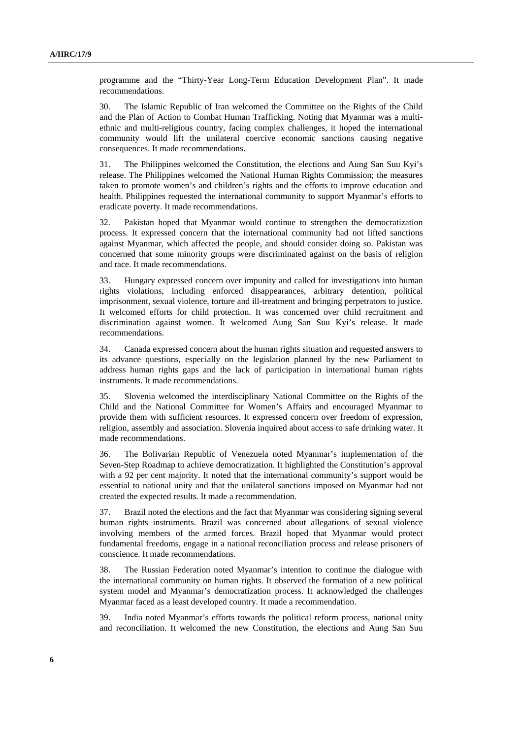programme and the "Thirty-Year Long-Term Education Development Plan". It made recommendations.

30. The Islamic Republic of Iran welcomed the Committee on the Rights of the Child and the Plan of Action to Combat Human Trafficking. Noting that Myanmar was a multi-ethnic and multi-religious country, facing complex challenges, it hoped the international community would lift the unilateral coercive economic sanctions causing negative consequences. It made recommendations.

31. The Philippines welcomed the Constitution, the elections and Aung San Suu Kyi's release. The Philippines welcomed the National Human Rights Commission; the measures taken to promote women's and children's rights and the efforts to improve education and health. Philippines requested the international community to support Myanmar's efforts to eradicate poverty. It made recommendations.

32. Pakistan hoped that Myanmar would continue to strengthen the democratization process. It expressed concern that the international community had not lifted sanctions against Myanmar, which affected the people, and should consider doing so. Pakistan was concerned that some minority groups were discriminated against on the basis of religion and race. It made recommendations.

33. Hungary expressed concern over impunity and called for investigations into human rights violations, including enforced disappearances, arbitrary detention, political imprisonment, sexual violence, torture and ill-treatment and bringing perpetrators to justice. It welcomed efforts for child protection. It was concerned over child recruitment and discrimination against women. It welcomed Aung San Suu Kyi's release. It made recommendations.

34. Canada expressed concern about the human rights situation and requested answers to its advance questions, especially on the legislation planned by the new Parliament to address human rights gaps and the lack of participation in international human rights instruments. It made recommendations.

35. Slovenia welcomed the interdisciplinary National Committee on the Rights of the Child and the National Committee for Women's Affairs and encouraged Myanmar to provide them with sufficient resources. It expressed concern over freedom of expression, religion, assembly and association. Slovenia inquired about access to safe drinking water. It made recommendations.

36. The Bolivarian Republic of Venezuela noted Myanmar's implementation of the Seven-Step Roadmap to achieve democratization. It highlighted the Constitution's approval with a 92 per cent majority. It noted that the international community's support would be essential to national unity and that the unilateral sanctions imposed on Myanmar had not created the expected results. It made a recommendation.

37. Brazil noted the elections and the fact that Myanmar was considering signing several human rights instruments. Brazil was concerned about allegations of sexual violence involving members of the armed forces. Brazil hoped that Myanmar would protect fundamental freedoms, engage in a national reconciliation process and release prisoners of conscience. It made recommendations.

38. The Russian Federation noted Myanmar's intention to continue the dialogue with the international community on human rights. It observed the formation of a new political system model and Myanmar's democratization process. It acknowledged the challenges Myanmar faced as a least developed country. It made a recommendation.

39. India noted Myanmar's efforts towards the political reform process, national unity and reconciliation. It welcomed the new Constitution, the elections and Aung San Suu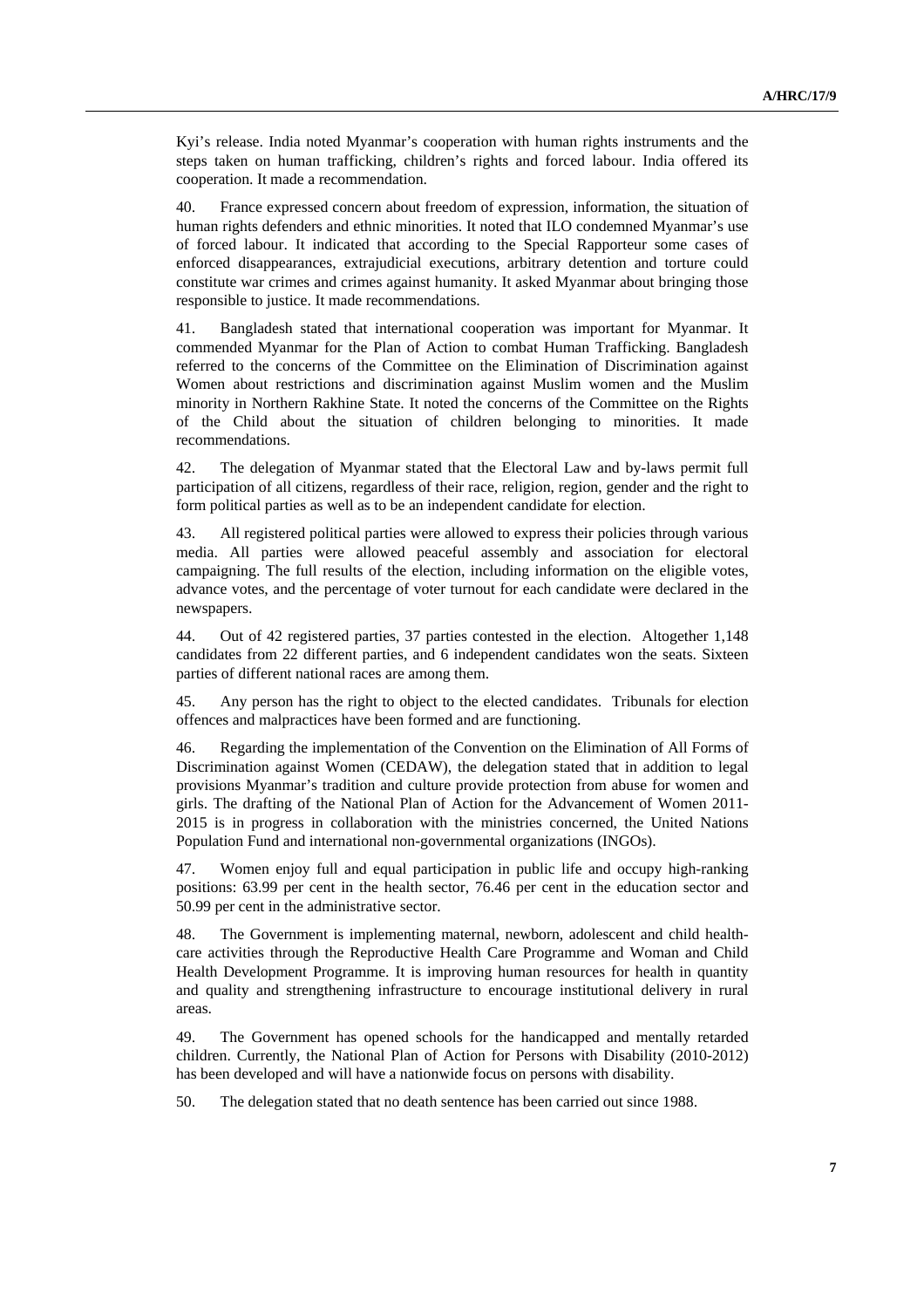Kyi's release. India noted Myanmar's cooperation with human rights instruments and the steps taken on human trafficking, children's rights and forced labour. India offered its cooperation. It made a recommendation.

40. France expressed concern about freedom of expression, information, the situation of human rights defenders and ethnic minorities. It noted that ILO condemned Myanmar's use of forced labour. It indicated that according to the Special Rapporteur some cases of enforced disappearances, extrajudicial executions, arbitrary detention and torture could constitute war crimes and crimes against humanity. It asked Myanmar about bringing those responsible to justice. It made recommendations.

41. Bangladesh stated that international cooperation was important for Myanmar. It commended Myanmar for the Plan of Action to combat Human Trafficking. Bangladesh referred to the concerns of the Committee on the Elimination of Discrimination against Women about restrictions and discrimination against Muslim women and the Muslim minority in Northern Rakhine State. It noted the concerns of the Committee on the Rights of the Child about the situation of children belonging to minorities. It made recommendations.

42. The delegation of Myanmar stated that the Electoral Law and by-laws permit full participation of all citizens, regardless of their race, religion, region, gender and the right to form political parties as well as to be an independent candidate for election.

43. All registered political parties were allowed to express their policies through various media. All parties were allowed peaceful assembly and association for electoral campaigning. The full results of the election, including information on the eligible votes, advance votes, and the percentage of voter turnout for each candidate were declared in the newspapers.

44. Out of 42 registered parties, 37 parties contested in the election. Altogether 1,148 candidates from 22 different parties, and 6 independent candidates won the seats. Sixteen parties of different national races are among them.

45. Any person has the right to object to the elected candidates. Tribunals for election offences and malpractices have been formed and are functioning.

46. Regarding the implementation of the Convention on the Elimination of All Forms of Discrimination against Women (CEDAW), the delegation stated that in addition to legal provisions Myanmar's tradition and culture provide protection from abuse for women and girls. The drafting of the National Plan of Action for the Advancement of Women 2011-2015 is in progress in collaboration with the ministries concerned, the United Nations Population Fund and international non-governmental organizations (INGOs).

47. Women enjoy full and equal participation in public life and occupy high-ranking positions: 63.99 per cent in the health sector, 76.46 per cent in the education sector and 50.99 per cent in the administrative sector.

48. The Government is implementing maternal, newborn, adolescent and child health-care activities through the Reproductive Health Care Programme and Woman and Child Health Development Programme. It is improving human resources for health in quantity and quality and strengthening infrastructure to encourage institutional delivery in rural areas.

49. The Government has opened schools for the handicapped and mentally retarded children. Currently, the National Plan of Action for Persons with Disability (2010-2012) has been developed and will have a nationwide focus on persons with disability.

50. The delegation stated that no death sentence has been carried out since 1988.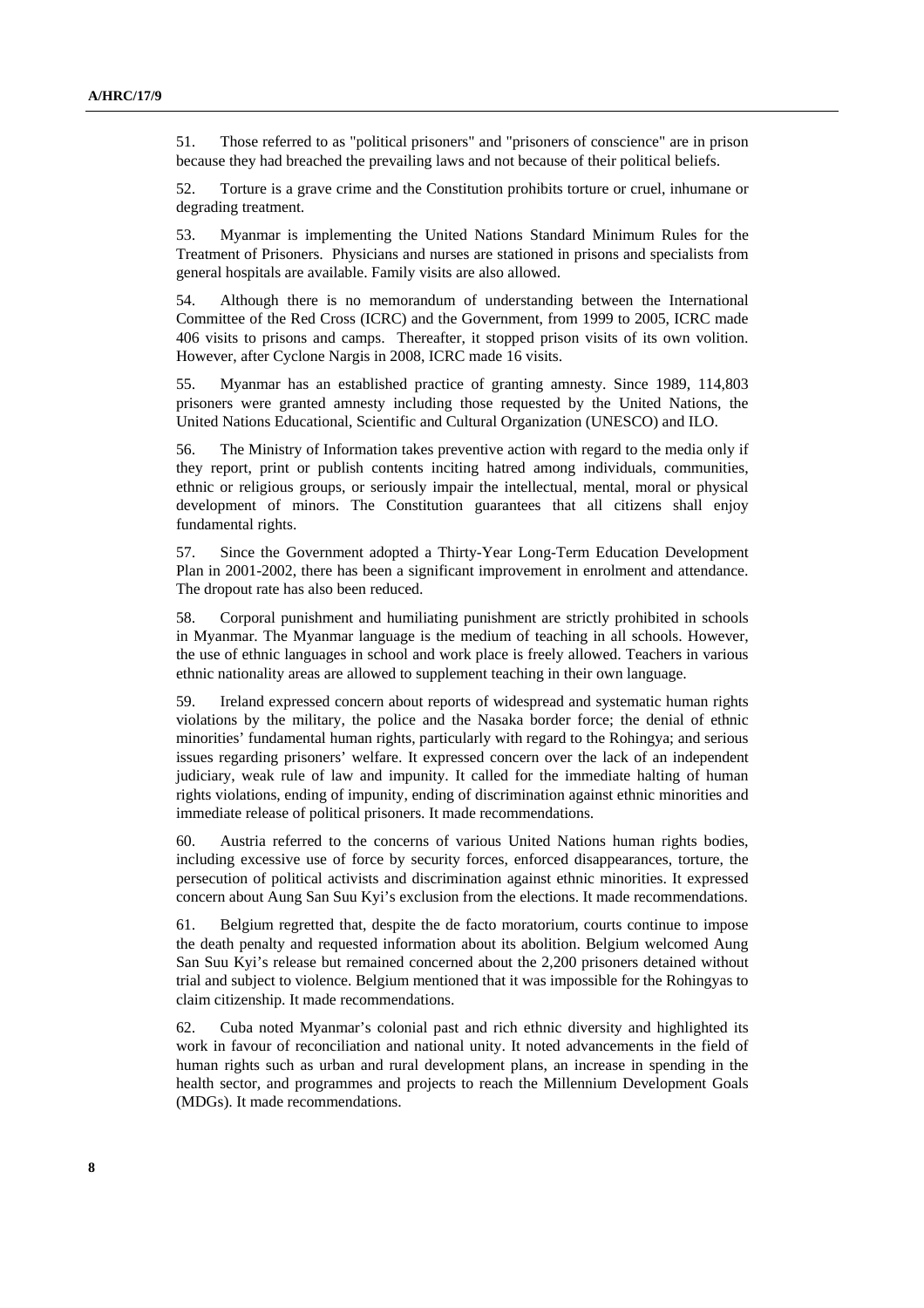51. Those referred to as "political prisoners" and "prisoners of conscience" are in prison because they had breached the prevailing laws and not because of their political beliefs.

52. Torture is a grave crime and the Constitution prohibits torture or cruel, inhumane or degrading treatment.

53. Myanmar is implementing the United Nations Standard Minimum Rules for the Treatment of Prisoners. Physicians and nurses are stationed in prisons and specialists from general hospitals are available. Family visits are also allowed.

54. Although there is no memorandum of understanding between the International Committee of the Red Cross (ICRC) and the Government, from 1999 to 2005, ICRC made 406 visits to prisons and camps. Thereafter, it stopped prison visits of its own volition. However, after Cyclone Nargis in 2008, ICRC made 16 visits.

55. Myanmar has an established practice of granting amnesty. Since 1989, 114,803 prisoners were granted amnesty including those requested by the United Nations, the United Nations Educational, Scientific and Cultural Organization (UNESCO) and ILO.

56. The Ministry of Information takes preventive action with regard to the media only if they report, print or publish contents inciting hatred among individuals, communities, ethnic or religious groups, or seriously impair the intellectual, mental, moral or physical development of minors. The Constitution guarantees that all citizens shall enjoy fundamental rights.

57. Since the Government adopted a Thirty-Year Long-Term Education Development Plan in 2001-2002, there has been a significant improvement in enrolment and attendance. The dropout rate has also been reduced.

58. Corporal punishment and humiliating punishment are strictly prohibited in schools in Myanmar. The Myanmar language is the medium of teaching in all schools. However, the use of ethnic languages in school and work place is freely allowed. Teachers in various ethnic nationality areas are allowed to supplement teaching in their own language.

59. Ireland expressed concern about reports of widespread and systematic human rights violations by the military, the police and the Nasaka border force; the denial of ethnic minorities' fundamental human rights, particularly with regard to the Rohingya; and serious issues regarding prisoners' welfare. It expressed concern over the lack of an independent judiciary, weak rule of law and impunity. It called for the immediate halting of human rights violations, ending of impunity, ending of discrimination against ethnic minorities and immediate release of political prisoners. It made recommendations.

60. Austria referred to the concerns of various United Nations human rights bodies, including excessive use of force by security forces, enforced disappearances, torture, the persecution of political activists and discrimination against ethnic minorities. It expressed concern about Aung San Suu Kyi's exclusion from the elections. It made recommendations.

61. Belgium regretted that, despite the de facto moratorium, courts continue to impose the death penalty and requested information about its abolition. Belgium welcomed Aung San Suu Kyi's release but remained concerned about the 2,200 prisoners detained without trial and subject to violence. Belgium mentioned that it was impossible for the Rohingyas to claim citizenship. It made recommendations.

62. Cuba noted Myanmar's colonial past and rich ethnic diversity and highlighted its work in favour of reconciliation and national unity. It noted advancements in the field of human rights such as urban and rural development plans, an increase in spending in the health sector, and programmes and projects to reach the Millennium Development Goals (MDGs). It made recommendations.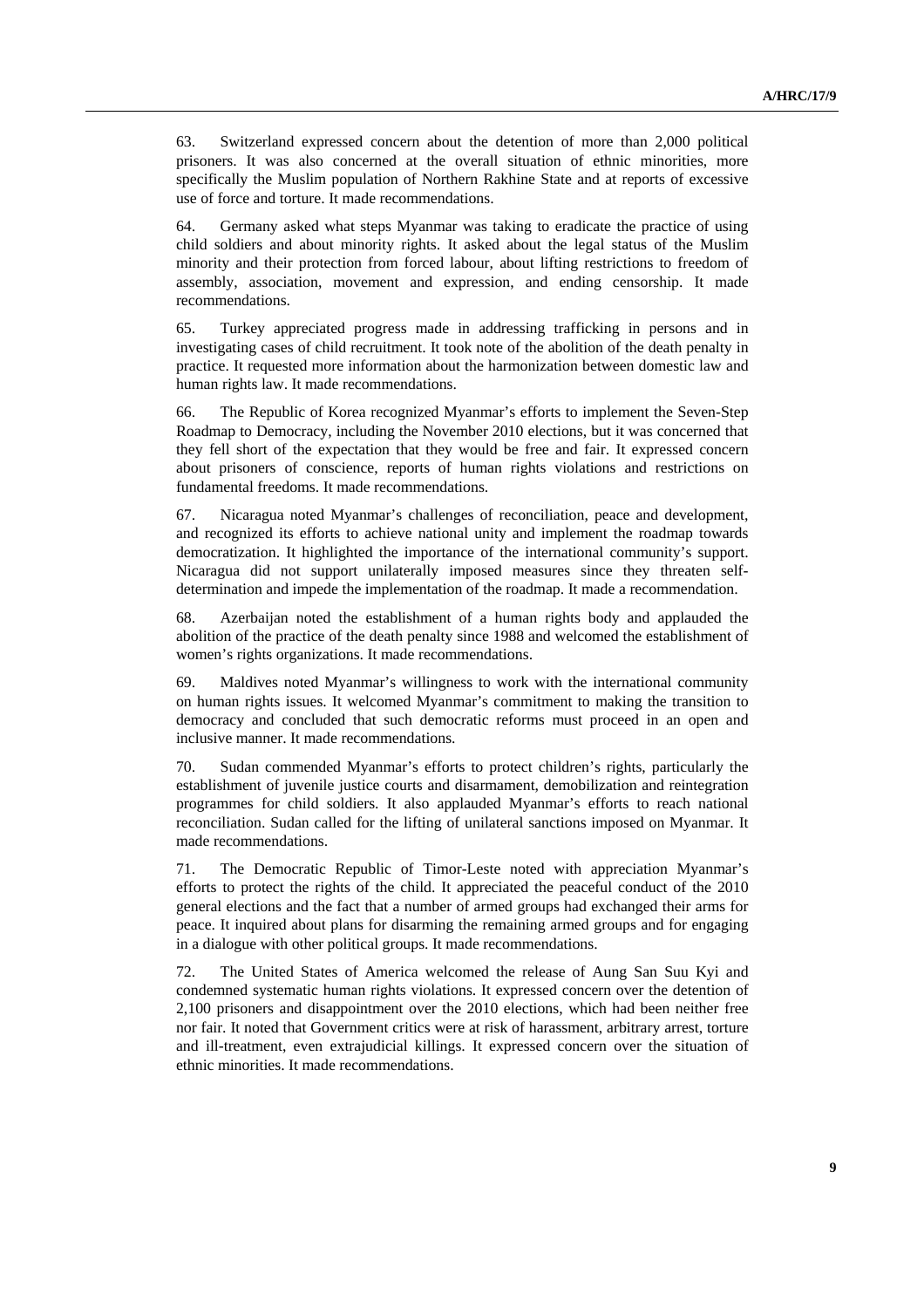63. Switzerland expressed concern about the detention of more than 2,000 political prisoners. It was also concerned at the overall situation of ethnic minorities, more specifically the Muslim population of Northern Rakhine State and at reports of excessive use of force and torture. It made recommendations.

64. Germany asked what steps Myanmar was taking to eradicate the practice of using child soldiers and about minority rights. It asked about the legal status of the Muslim minority and their protection from forced labour, about lifting restrictions to freedom of assembly, association, movement and expression, and ending censorship. It made recommendations.

65. Turkey appreciated progress made in addressing trafficking in persons and in investigating cases of child recruitment. It took note of the abolition of the death penalty in practice. It requested more information about the harmonization between domestic law and human rights law. It made recommendations.

66. The Republic of Korea recognized Myanmar's efforts to implement the Seven-Step Roadmap to Democracy, including the November 2010 elections, but it was concerned that they fell short of the expectation that they would be free and fair. It expressed concern about prisoners of conscience, reports of human rights violations and restrictions on fundamental freedoms. It made recommendations.

67. Nicaragua noted Myanmar's challenges of reconciliation, peace and development, and recognized its efforts to achieve national unity and implement the roadmap towards democratization. It highlighted the importance of the international community's support. Nicaragua did not support unilaterally imposed measures since they threaten self-determination and impede the implementation of the roadmap. It made a recommendation.

68. Azerbaijan noted the establishment of a human rights body and applauded the abolition of the practice of the death penalty since 1988 and welcomed the establishment of women's rights organizations. It made recommendations.

69. Maldives noted Myanmar's willingness to work with the international community on human rights issues. It welcomed Myanmar's commitment to making the transition to democracy and concluded that such democratic reforms must proceed in an open and inclusive manner. It made recommendations.

70. Sudan commended Myanmar's efforts to protect children's rights, particularly the establishment of juvenile justice courts and disarmament, demobilization and reintegration programmes for child soldiers. It also applauded Myanmar's efforts to reach national reconciliation. Sudan called for the lifting of unilateral sanctions imposed on Myanmar. It made recommendations.

71. The Democratic Republic of Timor-Leste noted with appreciation Myanmar's efforts to protect the rights of the child. It appreciated the peaceful conduct of the 2010 general elections and the fact that a number of armed groups had exchanged their arms for peace. It inquired about plans for disarming the remaining armed groups and for engaging in a dialogue with other political groups. It made recommendations.

72. The United States of America welcomed the release of Aung San Suu Kyi and condemned systematic human rights violations. It expressed concern over the detention of 2,100 prisoners and disappointment over the 2010 elections, which had been neither free nor fair. It noted that Government critics were at risk of harassment, arbitrary arrest, torture and ill-treatment, even extrajudicial killings. It expressed concern over the situation of ethnic minorities. It made recommendations.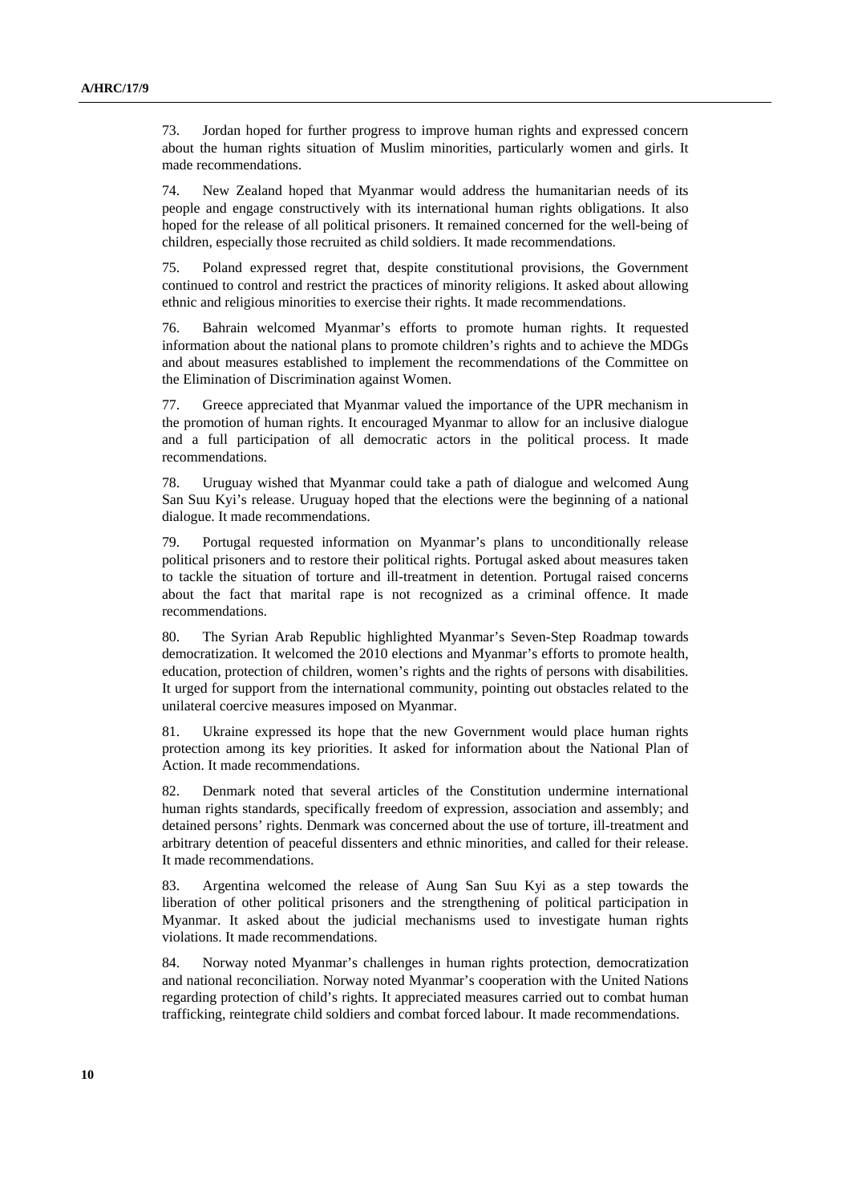73. Jordan hoped for further progress to improve human rights and expressed concern about the human rights situation of Muslim minorities, particularly women and girls. It made recommendations.

74. New Zealand hoped that Myanmar would address the humanitarian needs of its people and engage constructively with its international human rights obligations. It also hoped for the release of all political prisoners. It remained concerned for the well-being of children, especially those recruited as child soldiers. It made recommendations.

75. Poland expressed regret that, despite constitutional provisions, the Government continued to control and restrict the practices of minority religions. It asked about allowing ethnic and religious minorities to exercise their rights. It made recommendations.

76. Bahrain welcomed Myanmar's efforts to promote human rights. It requested information about the national plans to promote children's rights and to achieve the MDGs and about measures established to implement the recommendations of the Committee on the Elimination of Discrimination against Women.

77. Greece appreciated that Myanmar valued the importance of the UPR mechanism in the promotion of human rights. It encouraged Myanmar to allow for an inclusive dialogue and a full participation of all democratic actors in the political process. It made recommendations.

78. Uruguay wished that Myanmar could take a path of dialogue and welcomed Aung San Suu Kyi's release. Uruguay hoped that the elections were the beginning of a national dialogue. It made recommendations.

79. Portugal requested information on Myanmar's plans to unconditionally release political prisoners and to restore their political rights. Portugal asked about measures taken to tackle the situation of torture and ill-treatment in detention. Portugal raised concerns about the fact that marital rape is not recognized as a criminal offence. It made recommendations.

80. The Syrian Arab Republic highlighted Myanmar's Seven-Step Roadmap towards democratization. It welcomed the 2010 elections and Myanmar's efforts to promote health, education, protection of children, women's rights and the rights of persons with disabilities. It urged for support from the international community, pointing out obstacles related to the unilateral coercive measures imposed on Myanmar.

81. Ukraine expressed its hope that the new Government would place human rights protection among its key priorities. It asked for information about the National Plan of Action. It made recommendations.

82. Denmark noted that several articles of the Constitution undermine international human rights standards, specifically freedom of expression, association and assembly; and detained persons' rights. Denmark was concerned about the use of torture, ill-treatment and arbitrary detention of peaceful dissenters and ethnic minorities, and called for their release. It made recommendations.

83. Argentina welcomed the release of Aung San Suu Kyi as a step towards the liberation of other political prisoners and the strengthening of political participation in Myanmar. It asked about the judicial mechanisms used to investigate human rights violations. It made recommendations.

84. Norway noted Myanmar's challenges in human rights protection, democratization and national reconciliation. Norway noted Myanmar's cooperation with the United Nations regarding protection of child's rights. It appreciated measures carried out to combat human trafficking, reintegrate child soldiers and combat forced labour. It made recommendations.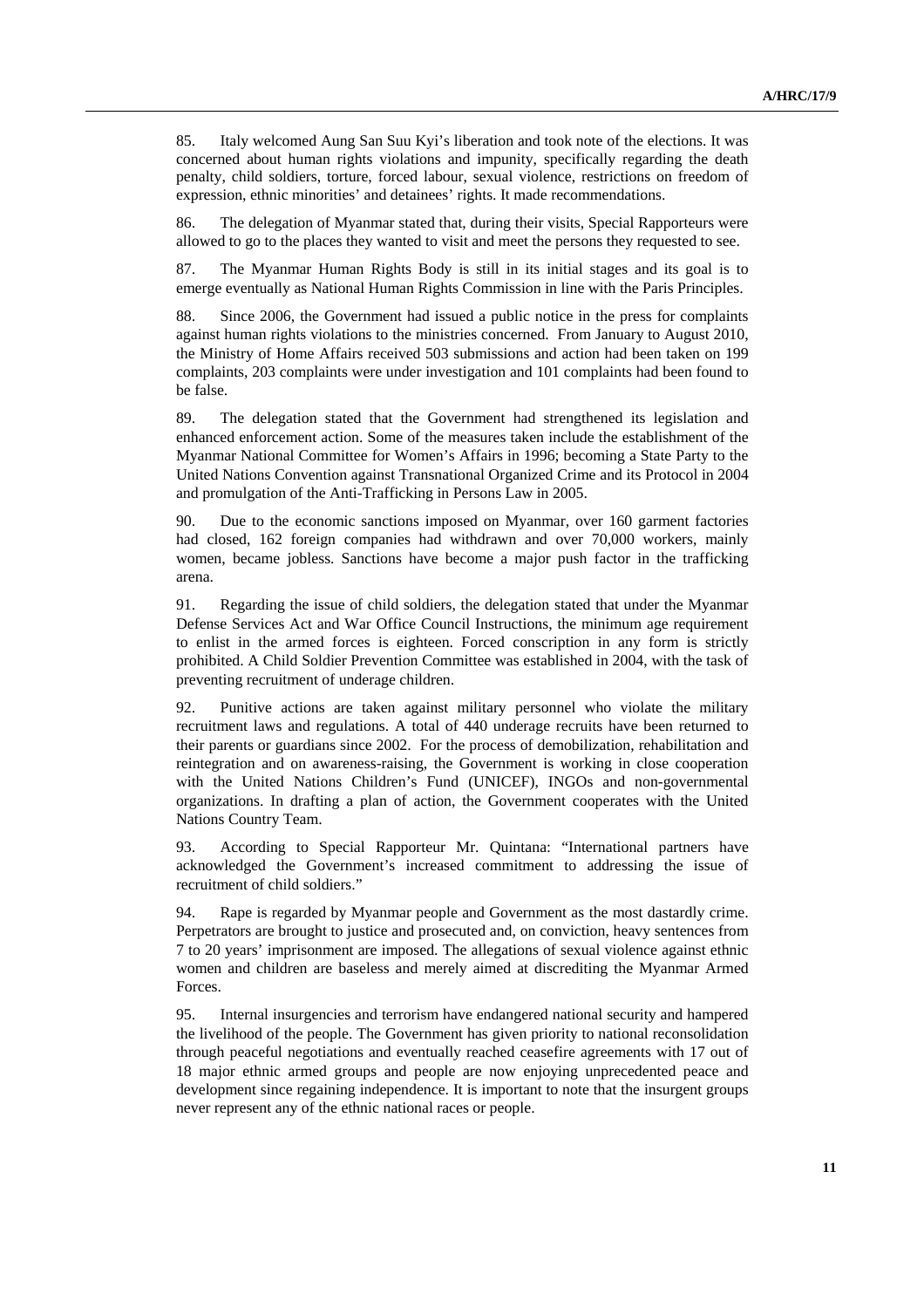85. Italy welcomed Aung San Suu Kyi's liberation and took note of the elections. It was concerned about human rights violations and impunity, specifically regarding the death penalty, child soldiers, torture, forced labour, sexual violence, restrictions on freedom of expression, ethnic minorities' and detainees' rights. It made recommendations.

86. The delegation of Myanmar stated that, during their visits, Special Rapporteurs were allowed to go to the places they wanted to visit and meet the persons they requested to see.

87. The Myanmar Human Rights Body is still in its initial stages and its goal is to emerge eventually as National Human Rights Commission in line with the Paris Principles.

88. Since 2006, the Government had issued a public notice in the press for complaints against human rights violations to the ministries concerned. From January to August 2010, the Ministry of Home Affairs received 503 submissions and action had been taken on 199 complaints, 203 complaints were under investigation and 101 complaints had been found to be false.

89. The delegation stated that the Government had strengthened its legislation and enhanced enforcement action. Some of the measures taken include the establishment of the Myanmar National Committee for Women's Affairs in 1996; becoming a State Party to the United Nations Convention against Transnational Organized Crime and its Protocol in 2004 and promulgation of the Anti-Trafficking in Persons Law in 2005.

90. Due to the economic sanctions imposed on Myanmar, over 160 garment factories had closed, 162 foreign companies had withdrawn and over 70,000 workers, mainly women, became jobless. Sanctions have become a major push factor in the trafficking arena.

91. Regarding the issue of child soldiers, the delegation stated that under the Myanmar Defense Services Act and War Office Council Instructions, the minimum age requirement to enlist in the armed forces is eighteen. Forced conscription in any form is strictly prohibited. A Child Soldier Prevention Committee was established in 2004, with the task of preventing recruitment of underage children.

92. Punitive actions are taken against military personnel who violate the military recruitment laws and regulations. A total of 440 underage recruits have been returned to their parents or guardians since 2002. For the process of demobilization, rehabilitation and reintegration and on awareness-raising, the Government is working in close cooperation with the United Nations Children's Fund (UNICEF), INGOs and non-governmental organizations. In drafting a plan of action, the Government cooperates with the United Nations Country Team.

93. According to Special Rapporteur Mr. Quintana: "International partners have acknowledged the Government's increased commitment to addressing the issue of recruitment of child soldiers."

94. Rape is regarded by Myanmar people and Government as the most dastardly crime. Perpetrators are brought to justice and prosecuted and, on conviction, heavy sentences from 7 to 20 years' imprisonment are imposed. The allegations of sexual violence against ethnic women and children are baseless and merely aimed at discrediting the Myanmar Armed Forces.

95. Internal insurgencies and terrorism have endangered national security and hampered the livelihood of the people. The Government has given priority to national reconsolidation through peaceful negotiations and eventually reached ceasefire agreements with 17 out of 18 major ethnic armed groups and people are now enjoying unprecedented peace and development since regaining independence. It is important to note that the insurgent groups never represent any of the ethnic national races or people.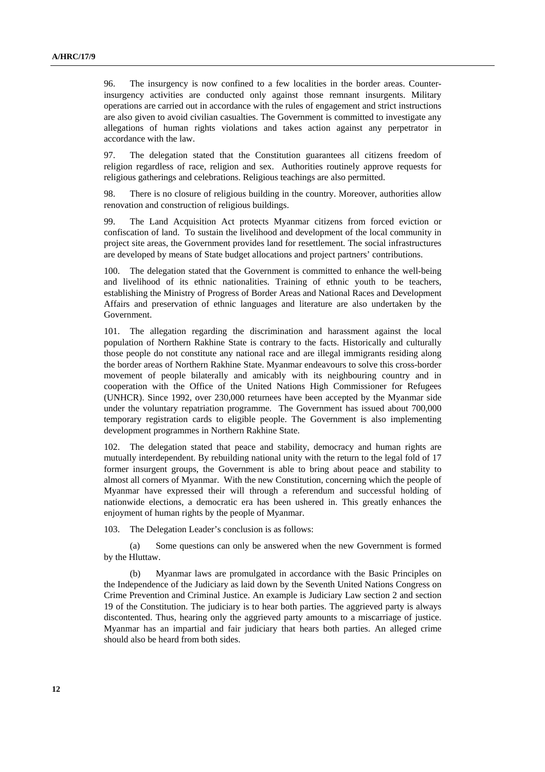96. The insurgency is now confined to a few localities in the border areas. Counter-insurgency activities are conducted only against those remnant insurgents. Military operations are carried out in accordance with the rules of engagement and strict instructions are also given to avoid civilian casualties. The Government is committed to investigate any allegations of human rights violations and takes action against any perpetrator in accordance with the law.

97. The delegation stated that the Constitution guarantees all citizens freedom of religion regardless of race, religion and sex. Authorities routinely approve requests for religious gatherings and celebrations. Religious teachings are also permitted.

98. There is no closure of religious building in the country. Moreover, authorities allow renovation and construction of religious buildings.

99. The Land Acquisition Act protects Myanmar citizens from forced eviction or confiscation of land. To sustain the livelihood and development of the local community in project site areas, the Government provides land for resettlement. The social infrastructures are developed by means of State budget allocations and project partners' contributions.

100. The delegation stated that the Government is committed to enhance the well-being and livelihood of its ethnic nationalities. Training of ethnic youth to be teachers, establishing the Ministry of Progress of Border Areas and National Races and Development Affairs and preservation of ethnic languages and literature are also undertaken by the Government.

101. The allegation regarding the discrimination and harassment against the local population of Northern Rakhine State is contrary to the facts. Historically and culturally those people do not constitute any national race and are illegal immigrants residing along the border areas of Northern Rakhine State. Myanmar endeavours to solve this cross-border movement of people bilaterally and amicably with its neighbouring country and in cooperation with the Office of the United Nations High Commissioner for Refugees (UNHCR). Since 1992, over 230,000 returnees have been accepted by the Myanmar side under the voluntary repatriation programme. The Government has issued about 700,000 temporary registration cards to eligible people. The Government is also implementing development programmes in Northern Rakhine State.

102. The delegation stated that peace and stability, democracy and human rights are mutually interdependent. By rebuilding national unity with the return to the legal fold of 17 former insurgent groups, the Government is able to bring about peace and stability to almost all corners of Myanmar. With the new Constitution, concerning which the people of Myanmar have expressed their will through a referendum and successful holding of nationwide elections, a democratic era has been ushered in. This greatly enhances the enjoyment of human rights by the people of Myanmar.

103. The Delegation Leader's conclusion is as follows:

(a) Some questions can only be answered when the new Government is formed by the Hluttaw.

(b) Myanmar laws are promulgated in accordance with the Basic Principles on the Independence of the Judiciary as laid down by the Seventh United Nations Congress on Crime Prevention and Criminal Justice. An example is Judiciary Law section 2 and section 19 of the Constitution. The judiciary is to hear both parties. The aggrieved party is always discontented. Thus, hearing only the aggrieved party amounts to a miscarriage of justice. Myanmar has an impartial and fair judiciary that hears both parties. An alleged crime should also be heard from both sides.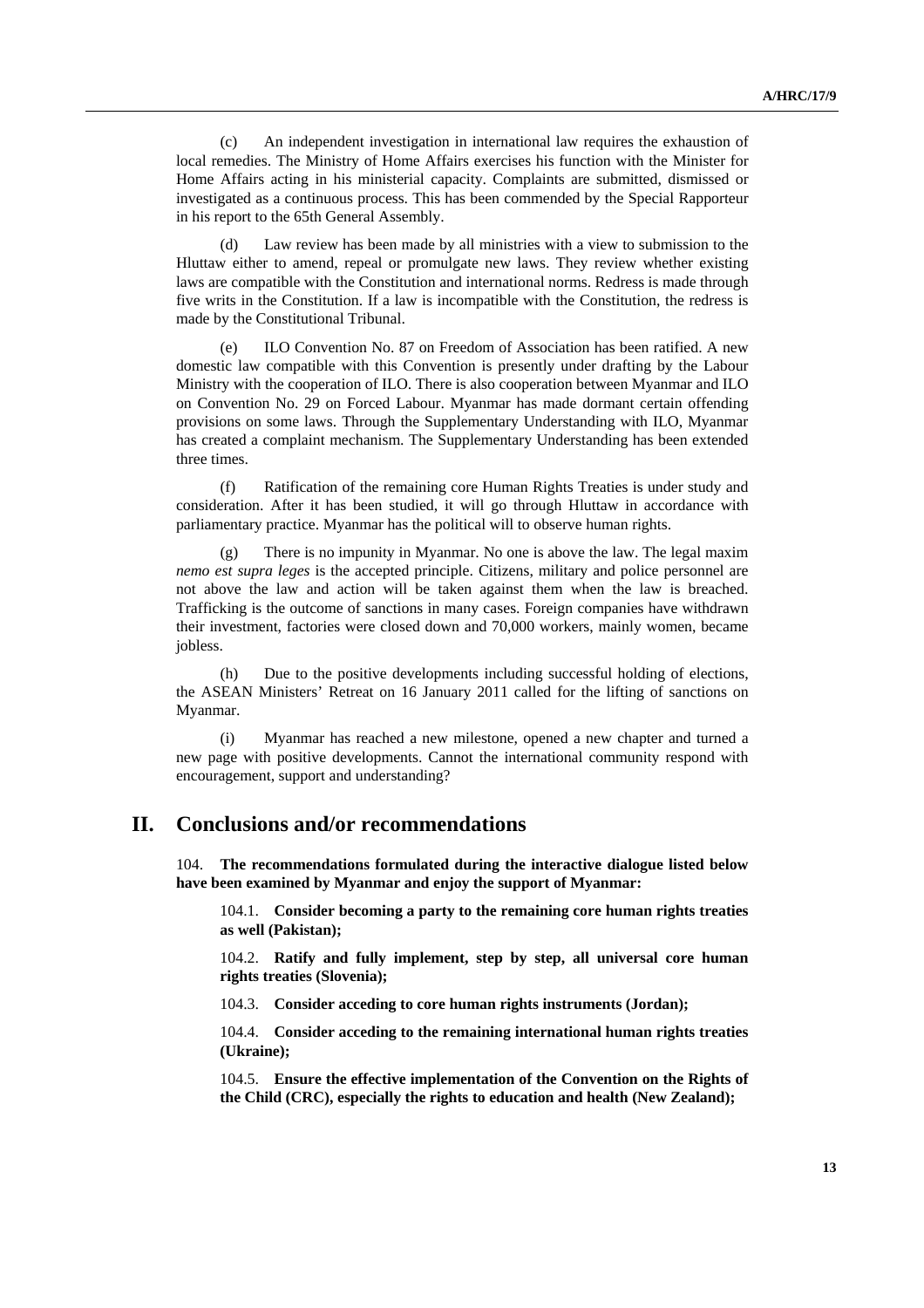(c) An independent investigation in international law requires the exhaustion of local remedies. The Ministry of Home Affairs exercises his function with the Minister for Home Affairs acting in his ministerial capacity. Complaints are submitted, dismissed or investigated as a continuous process. This has been commended by the Special Rapporteur in his report to the 65th General Assembly.

(d) Law review has been made by all ministries with a view to submission to the Hluttaw either to amend, repeal or promulgate new laws. They review whether existing laws are compatible with the Constitution and international norms. Redress is made through five writs in the Constitution. If a law is incompatible with the Constitution, the redress is made by the Constitutional Tribunal.

(e) ILO Convention No. 87 on Freedom of Association has been ratified. A new domestic law compatible with this Convention is presently under drafting by the Labour Ministry with the cooperation of ILO. There is also cooperation between Myanmar and ILO on Convention No. 29 on Forced Labour. Myanmar has made dormant certain offending provisions on some laws. Through the Supplementary Understanding with ILO, Myanmar has created a complaint mechanism. The Supplementary Understanding has been extended three times.

(f) Ratification of the remaining core Human Rights Treaties is under study and consideration. After it has been studied, it will go through Hluttaw in accordance with parliamentary practice. Myanmar has the political will to observe human rights.

(g) There is no impunity in Myanmar. No one is above the law. The legal maxim *nemo est supra leges* is the accepted principle. Citizens, military and police personnel are not above the law and action will be taken against them when the law is breached. Trafficking is the outcome of sanctions in many cases. Foreign companies have withdrawn their investment, factories were closed down and 70,000 workers, mainly women, became jobless.

(h) Due to the positive developments including successful holding of elections, the ASEAN Ministers' Retreat on 16 January 2011 called for the lifting of sanctions on Myanmar.

(i) Myanmar has reached a new milestone, opened a new chapter and turned a new page with positive developments. Cannot the international community respond with encouragement, support and understanding?

# II. Conclusions and/or recommendations

104. **The recommendations formulated during the interactive dialogue listed below have been examined by Myanmar and enjoy the support of Myanmar:**

104.1. **Consider becoming a party to the remaining core human rights treaties as well (Pakistan);**

104.2. **Ratify and fully implement, step by step, all universal core human rights treaties (Slovenia);**

104.3. **Consider acceding to core human rights instruments (Jordan);**

104.4. **Consider acceding to the remaining international human rights treaties (Ukraine);**

104.5. **Ensure the effective implementation of the Convention on the Rights of the Child (CRC), especially the rights to education and health (New Zealand);**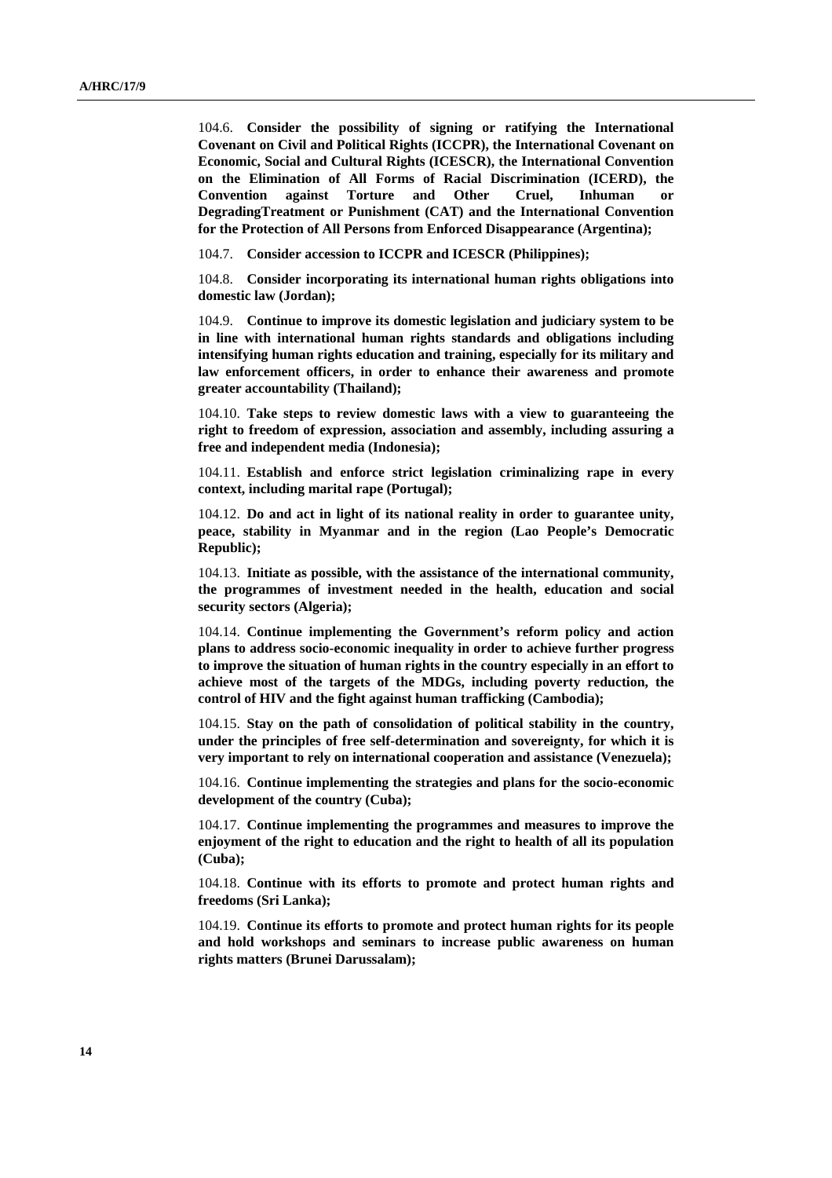104.6. **Consider the possibility of signing or ratifying the International Covenant on Civil and Political Rights (ICCPR), the International Covenant on Economic, Social and Cultural Rights (ICESCR), the International Convention on the Elimination of All Forms of Racial Discrimination (ICERD), the Convention against Torture and Other Cruel, Inhuman or DegradingTreatment or Punishment (CAT) and the International Convention for the Protection of All Persons from Enforced Disappearance (Argentina);**

104.7. **Consider accession to ICCPR and ICESCR (Philippines);**

104.8. **Consider incorporating its international human rights obligations into domestic law (Jordan);**

104.9. **Continue to improve its domestic legislation and judiciary system to be in line with international human rights standards and obligations including intensifying human rights education and training, especially for its military and law enforcement officers, in order to enhance their awareness and promote greater accountability (Thailand);**

104.10. **Take steps to review domestic laws with a view to guaranteeing the right to freedom of expression, association and assembly, including assuring a free and independent media (Indonesia);**

104.11. **Establish and enforce strict legislation criminalizing rape in every context, including marital rape (Portugal);**

104.12. **Do and act in light of its national reality in order to guarantee unity, peace, stability in Myanmar and in the region (Lao People's Democratic Republic);**

104.13. **Initiate as possible, with the assistance of the international community, the programmes of investment needed in the health, education and social security sectors (Algeria);**

104.14. **Continue implementing the Government's reform policy and action plans to address socio-economic inequality in order to achieve further progress to improve the situation of human rights in the country especially in an effort to achieve most of the targets of the MDGs, including poverty reduction, the control of HIV and the fight against human trafficking (Cambodia);**

104.15. **Stay on the path of consolidation of political stability in the country, under the principles of free self-determination and sovereignty, for which it is very important to rely on international cooperation and assistance (Venezuela);**

104.16. **Continue implementing the strategies and plans for the socio-economic development of the country (Cuba);**

104.17. **Continue implementing the programmes and measures to improve the enjoyment of the right to education and the right to health of all its population (Cuba);**

104.18. **Continue with its efforts to promote and protect human rights and freedoms (Sri Lanka);**

104.19. **Continue its efforts to promote and protect human rights for its people and hold workshops and seminars to increase public awareness on human rights matters (Brunei Darussalam);**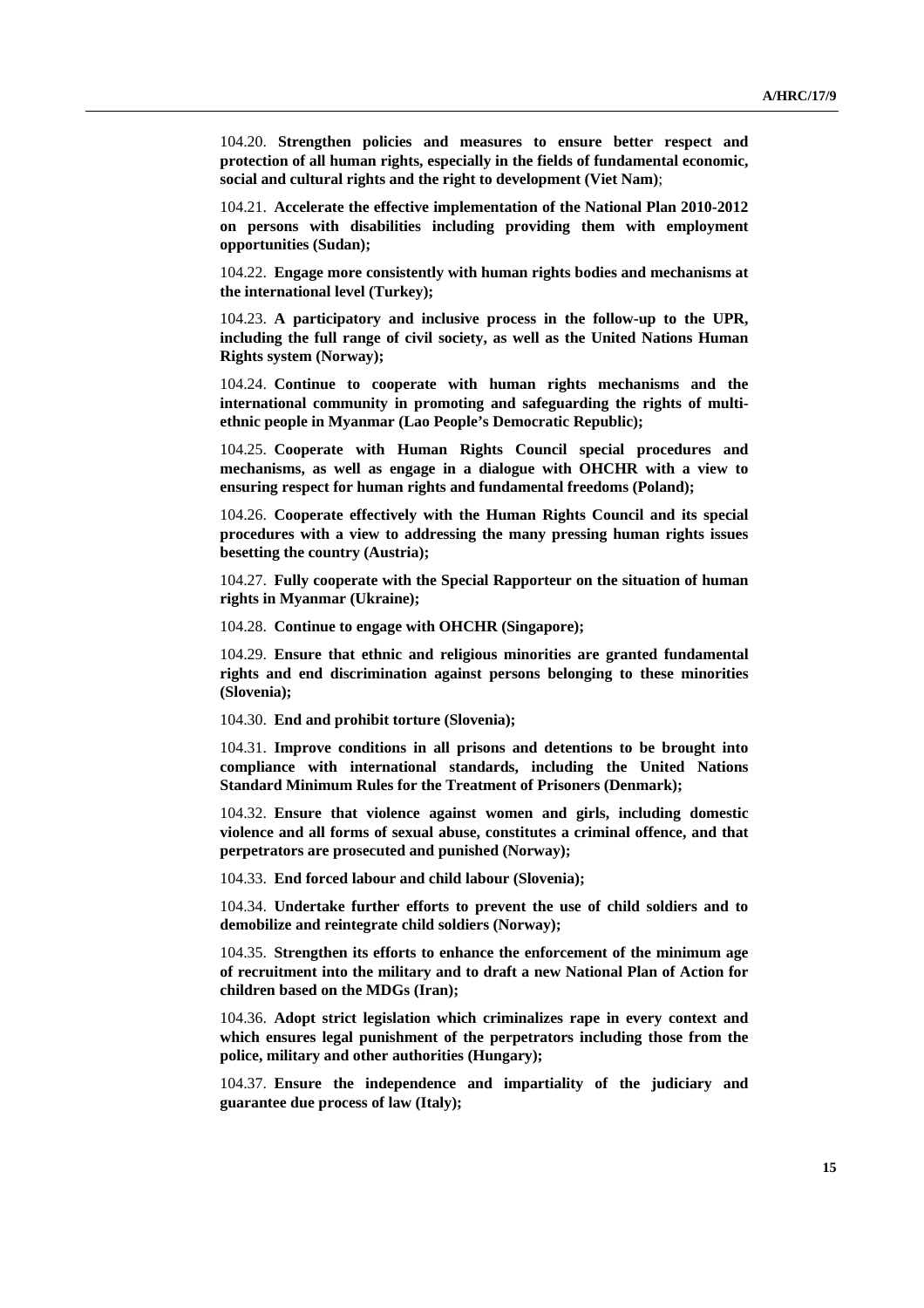104.20. **Strengthen policies and measures to ensure better respect and protection of all human rights, especially in the fields of fundamental economic, social and cultural rights and the right to development (Viet Nam)**;

104.21. **Accelerate the effective implementation of the National Plan 2010-2012 on persons with disabilities including providing them with employment opportunities (Sudan);**

104.22. **Engage more consistently with human rights bodies and mechanisms at the international level (Turkey);**

104.23. **A participatory and inclusive process in the follow-up to the UPR, including the full range of civil society, as well as the United Nations Human Rights system (Norway);**

104.24. **Continue to cooperate with human rights mechanisms and the international community in promoting and safeguarding the rights of multi-ethnic people in Myanmar (Lao People's Democratic Republic);**

104.25. **Cooperate with Human Rights Council special procedures and mechanisms, as well as engage in a dialogue with OHCHR with a view to ensuring respect for human rights and fundamental freedoms (Poland);**

104.26. **Cooperate effectively with the Human Rights Council and its special procedures with a view to addressing the many pressing human rights issues besetting the country (Austria);**

104.27. **Fully cooperate with the Special Rapporteur on the situation of human rights in Myanmar (Ukraine);**

104.28. **Continue to engage with OHCHR (Singapore);**

104.29. **Ensure that ethnic and religious minorities are granted fundamental rights and end discrimination against persons belonging to these minorities (Slovenia);**

104.30. **End and prohibit torture (Slovenia);**

104.31. **Improve conditions in all prisons and detentions to be brought into compliance with international standards, including the United Nations Standard Minimum Rules for the Treatment of Prisoners (Denmark);**

104.32. **Ensure that violence against women and girls, including domestic violence and all forms of sexual abuse, constitutes a criminal offence, and that perpetrators are prosecuted and punished (Norway);**

104.33. **End forced labour and child labour (Slovenia);**

104.34. **Undertake further efforts to prevent the use of child soldiers and to demobilize and reintegrate child soldiers (Norway);**

104.35. **Strengthen its efforts to enhance the enforcement of the minimum age of recruitment into the military and to draft a new National Plan of Action for children based on the MDGs (Iran);**

104.36. **Adopt strict legislation which criminalizes rape in every context and which ensures legal punishment of the perpetrators including those from the police, military and other authorities (Hungary);**

104.37. **Ensure the independence and impartiality of the judiciary and guarantee due process of law (Italy);**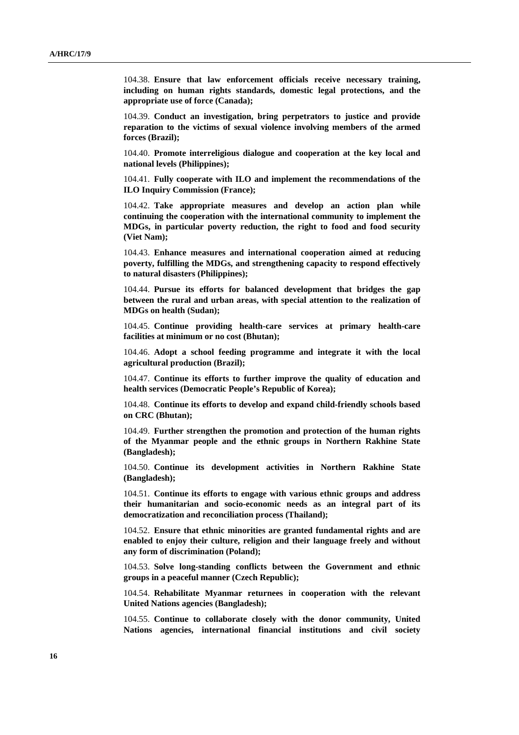104.38. **Ensure that law enforcement officials receive necessary training, including on human rights standards, domestic legal protections, and the appropriate use of force (Canada);**

104.39. **Conduct an investigation, bring perpetrators to justice and provide reparation to the victims of sexual violence involving members of the armed forces (Brazil);**

104.40. **Promote interreligious dialogue and cooperation at the key local and national levels (Philippines);**

104.41. **Fully cooperate with ILO and implement the recommendations of the ILO Inquiry Commission (France);**

104.42. **Take appropriate measures and develop an action plan while continuing the cooperation with the international community to implement the MDGs, in particular poverty reduction, the right to food and food security (Viet Nam);**

104.43. **Enhance measures and international cooperation aimed at reducing poverty, fulfilling the MDGs, and strengthening capacity to respond effectively to natural disasters (Philippines);**

104.44. **Pursue its efforts for balanced development that bridges the gap between the rural and urban areas, with special attention to the realization of MDGs on health (Sudan);**

104.45. **Continue providing health-care services at primary health-care facilities at minimum or no cost (Bhutan);**

104.46. **Adopt a school feeding programme and integrate it with the local agricultural production (Brazil);**

104.47. **Continue its efforts to further improve the quality of education and health services (Democratic People's Republic of Korea);**

104.48. **Continue its efforts to develop and expand child-friendly schools based on CRC (Bhutan);**

104.49. **Further strengthen the promotion and protection of the human rights of the Myanmar people and the ethnic groups in Northern Rakhine State (Bangladesh);**

104.50. **Continue its development activities in Northern Rakhine State (Bangladesh);**

104.51. **Continue its efforts to engage with various ethnic groups and address their humanitarian and socio-economic needs as an integral part of its democratization and reconciliation process (Thailand);**

104.52. **Ensure that ethnic minorities are granted fundamental rights and are enabled to enjoy their culture, religion and their language freely and without any form of discrimination (Poland);**

104.53. **Solve long-standing conflicts between the Government and ethnic groups in a peaceful manner (Czech Republic);**

104.54. **Rehabilitate Myanmar returnees in cooperation with the relevant United Nations agencies (Bangladesh);**

104.55. **Continue to collaborate closely with the donor community, United Nations agencies, international financial institutions and civil society**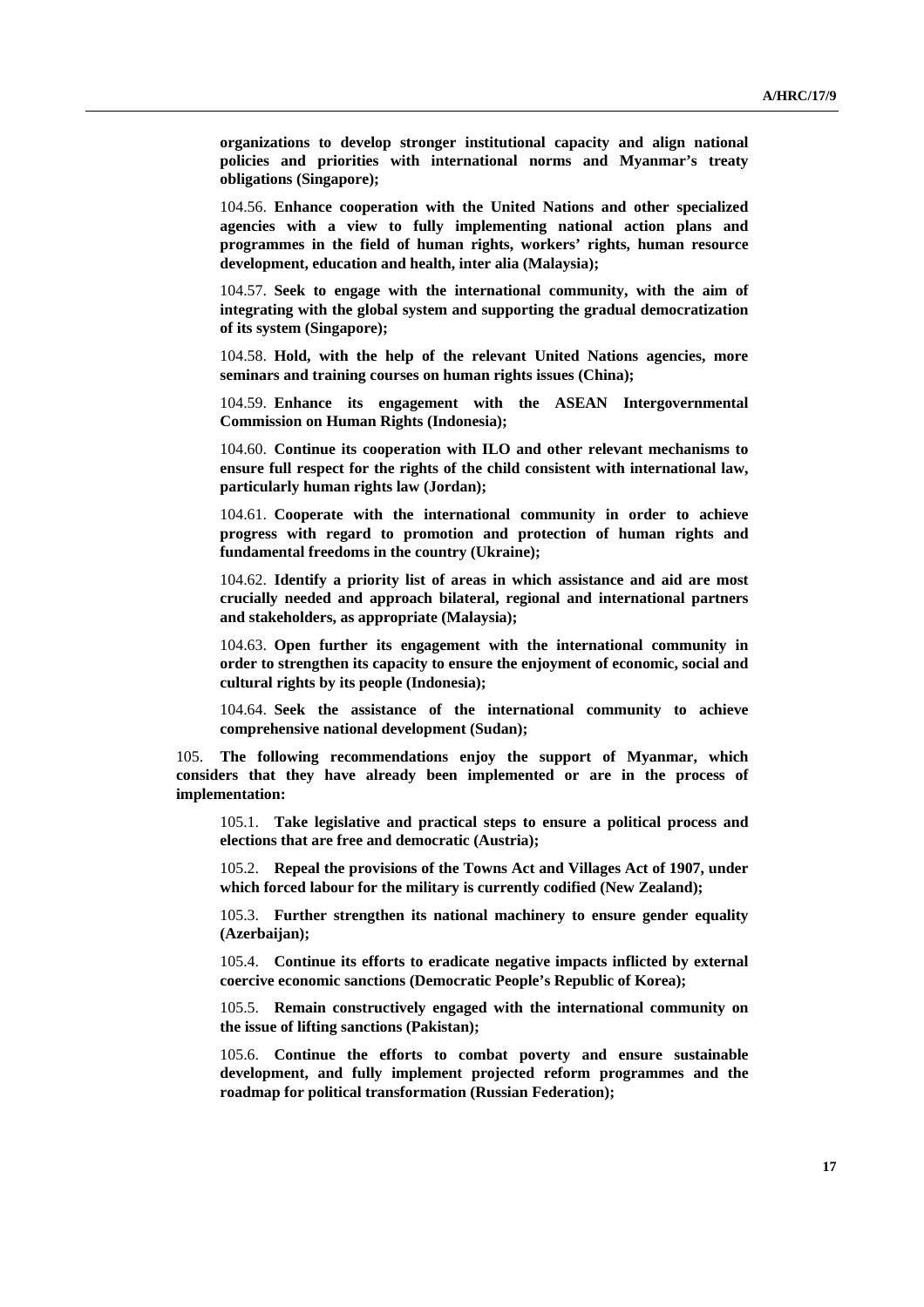**organizations to develop stronger institutional capacity and align national policies and priorities with international norms and Myanmar's treaty obligations (Singapore);**

104.56. **Enhance cooperation with the United Nations and other specialized agencies with a view to fully implementing national action plans and programmes in the field of human rights, workers' rights, human resource development, education and health, inter alia (Malaysia);**

104.57. **Seek to engage with the international community, with the aim of integrating with the global system and supporting the gradual democratization of its system (Singapore);**

104.58. **Hold, with the help of the relevant United Nations agencies, more seminars and training courses on human rights issues (China);**

104.59. **Enhance its engagement with the ASEAN Intergovernmental Commission on Human Rights (Indonesia);**

104.60. **Continue its cooperation with ILO and other relevant mechanisms to ensure full respect for the rights of the child consistent with international law, particularly human rights law (Jordan);**

104.61. **Cooperate with the international community in order to achieve progress with regard to promotion and protection of human rights and fundamental freedoms in the country (Ukraine);**

104.62. **Identify a priority list of areas in which assistance and aid are most crucially needed and approach bilateral, regional and international partners and stakeholders, as appropriate (Malaysia);**

104.63. **Open further its engagement with the international community in order to strengthen its capacity to ensure the enjoyment of economic, social and cultural rights by its people (Indonesia);**

104.64. **Seek the assistance of the international community to achieve comprehensive national development (Sudan);**

105. **The following recommendations enjoy the support of Myanmar, which considers that they have already been implemented or are in the process of implementation:**

105.1. **Take legislative and practical steps to ensure a political process and elections that are free and democratic (Austria);**

105.2. **Repeal the provisions of the Towns Act and Villages Act of 1907, under which forced labour for the military is currently codified (New Zealand);**

105.3. **Further strengthen its national machinery to ensure gender equality (Azerbaijan);**

105.4. **Continue its efforts to eradicate negative impacts inflicted by external coercive economic sanctions (Democratic People's Republic of Korea);**

105.5. **Remain constructively engaged with the international community on the issue of lifting sanctions (Pakistan);**

105.6. **Continue the efforts to combat poverty and ensure sustainable development, and fully implement projected reform programmes and the roadmap for political transformation (Russian Federation);**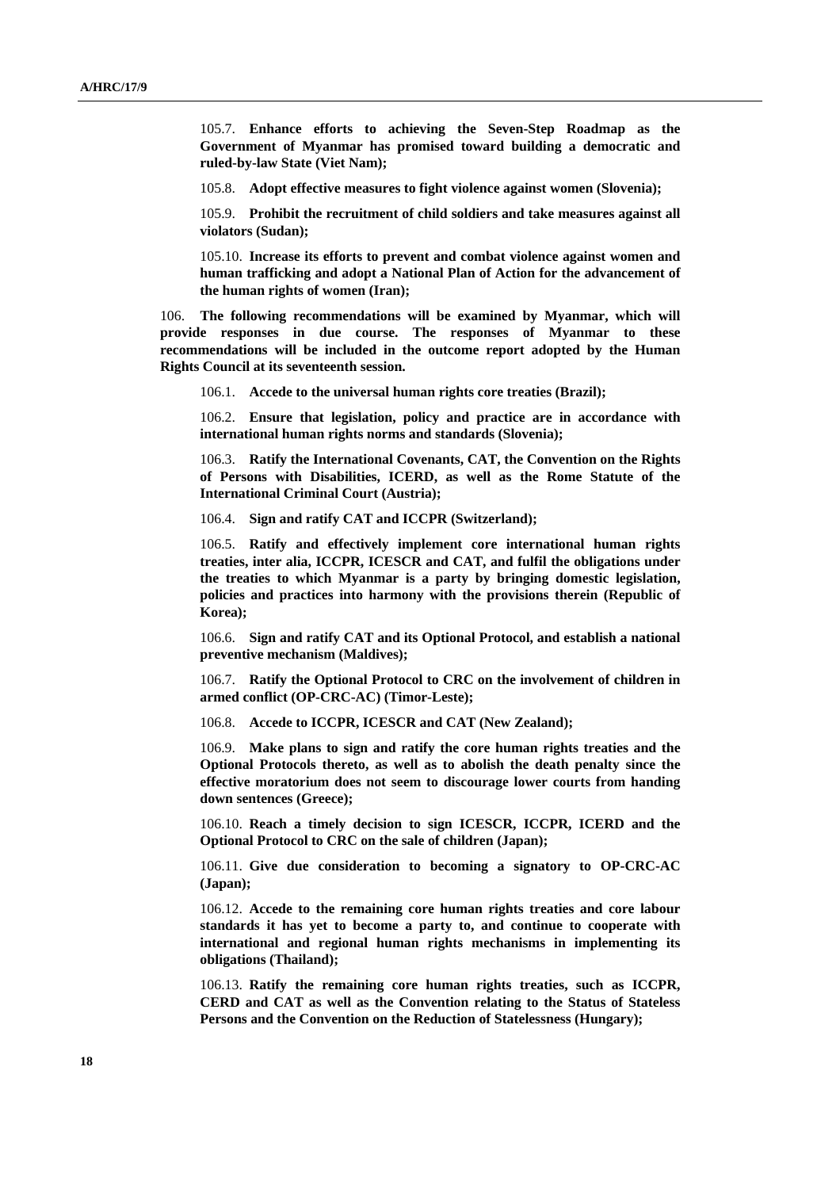105.7. **Enhance efforts to achieving the Seven-Step Roadmap as the Government of Myanmar has promised toward building a democratic and ruled-by-law State (Viet Nam);**

105.8. **Adopt effective measures to fight violence against women (Slovenia);**

105.9. **Prohibit the recruitment of child soldiers and take measures against all violators (Sudan);**

105.10. **Increase its efforts to prevent and combat violence against women and human trafficking and adopt a National Plan of Action for the advancement of the human rights of women (Iran);**

106. **The following recommendations will be examined by Myanmar, which will provide responses in due course. The responses of Myanmar to these recommendations will be included in the outcome report adopted by the Human Rights Council at its seventeenth session.**

106.1. **Accede to the universal human rights core treaties (Brazil);**

106.2. **Ensure that legislation, policy and practice are in accordance with international human rights norms and standards (Slovenia);**

106.3. **Ratify the International Covenants, CAT, the Convention on the Rights of Persons with Disabilities, ICERD, as well as the Rome Statute of the International Criminal Court (Austria);**

106.4. **Sign and ratify CAT and ICCPR (Switzerland);**

106.5. **Ratify and effectively implement core international human rights treaties, inter alia, ICCPR, ICESCR and CAT, and fulfil the obligations under the treaties to which Myanmar is a party by bringing domestic legislation, policies and practices into harmony with the provisions therein (Republic of Korea);**

106.6. **Sign and ratify CAT and its Optional Protocol, and establish a national preventive mechanism (Maldives);**

106.7. **Ratify the Optional Protocol to CRC on the involvement of children in armed conflict (OP-CRC-AC) (Timor-Leste);**

106.8. **Accede to ICCPR, ICESCR and CAT (New Zealand);**

106.9. **Make plans to sign and ratify the core human rights treaties and the Optional Protocols thereto, as well as to abolish the death penalty since the effective moratorium does not seem to discourage lower courts from handing down sentences (Greece);**

106.10. **Reach a timely decision to sign ICESCR, ICCPR, ICERD and the Optional Protocol to CRC on the sale of children (Japan);**

106.11. **Give due consideration to becoming a signatory to OP-CRC-AC (Japan);**

106.12. **Accede to the remaining core human rights treaties and core labour standards it has yet to become a party to, and continue to cooperate with international and regional human rights mechanisms in implementing its obligations (Thailand);**

106.13. **Ratify the remaining core human rights treaties, such as ICCPR, CERD and CAT as well as the Convention relating to the Status of Stateless Persons and the Convention on the Reduction of Statelessness (Hungary);**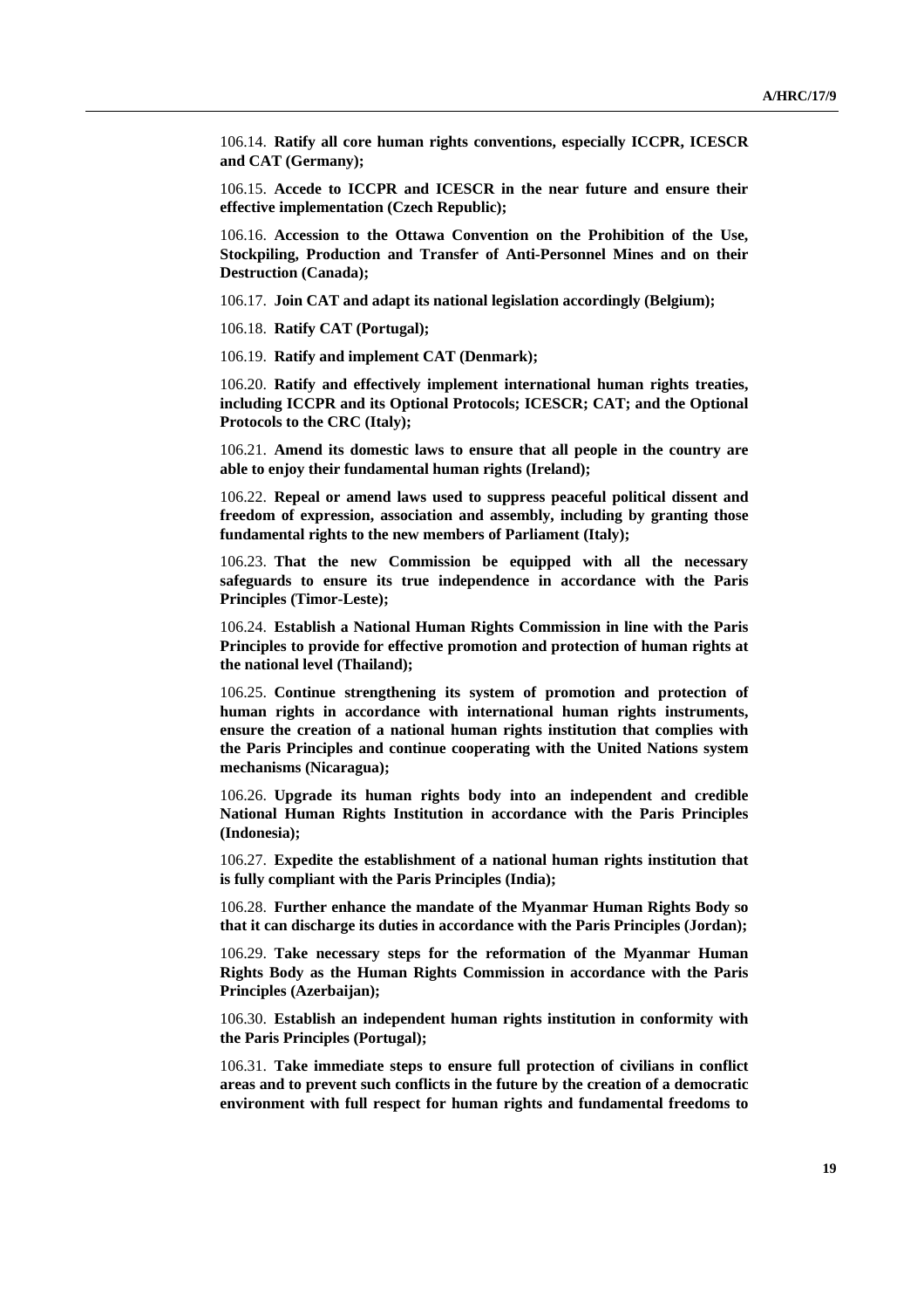106.14. **Ratify all core human rights conventions, especially ICCPR, ICESCR and CAT (Germany);**

106.15. **Accede to ICCPR and ICESCR in the near future and ensure their effective implementation (Czech Republic);**

106.16. **Accession to the Ottawa Convention on the Prohibition of the Use, Stockpiling, Production and Transfer of Anti-Personnel Mines and on their Destruction (Canada);**

106.17. **Join CAT and adapt its national legislation accordingly (Belgium);**

106.18. **Ratify CAT (Portugal);**

106.19. **Ratify and implement CAT (Denmark);**

106.20. **Ratify and effectively implement international human rights treaties, including ICCPR and its Optional Protocols; ICESCR; CAT; and the Optional Protocols to the CRC (Italy);**

106.21. **Amend its domestic laws to ensure that all people in the country are able to enjoy their fundamental human rights (Ireland);**

106.22. **Repeal or amend laws used to suppress peaceful political dissent and freedom of expression, association and assembly, including by granting those fundamental rights to the new members of Parliament (Italy);**

106.23. **That the new Commission be equipped with all the necessary safeguards to ensure its true independence in accordance with the Paris Principles (Timor-Leste);**

106.24. **Establish a National Human Rights Commission in line with the Paris Principles to provide for effective promotion and protection of human rights at the national level (Thailand);**

106.25. **Continue strengthening its system of promotion and protection of human rights in accordance with international human rights instruments, ensure the creation of a national human rights institution that complies with the Paris Principles and continue cooperating with the United Nations system mechanisms (Nicaragua);**

106.26. **Upgrade its human rights body into an independent and credible National Human Rights Institution in accordance with the Paris Principles (Indonesia);**

106.27. **Expedite the establishment of a national human rights institution that is fully compliant with the Paris Principles (India);**

106.28. **Further enhance the mandate of the Myanmar Human Rights Body so that it can discharge its duties in accordance with the Paris Principles (Jordan);**

106.29. **Take necessary steps for the reformation of the Myanmar Human Rights Body as the Human Rights Commission in accordance with the Paris Principles (Azerbaijan);**

106.30. **Establish an independent human rights institution in conformity with the Paris Principles (Portugal);**

106.31. **Take immediate steps to ensure full protection of civilians in conflict areas and to prevent such conflicts in the future by the creation of a democratic environment with full respect for human rights and fundamental freedoms to**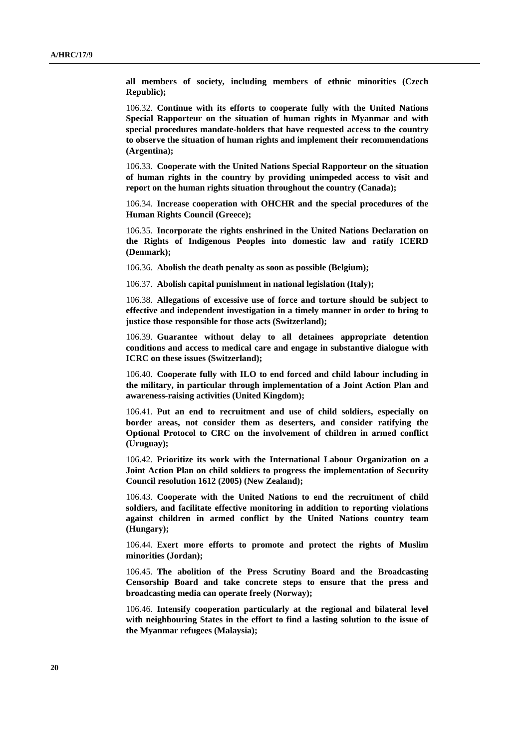**all members of society, including members of ethnic minorities (Czech Republic);**

106.32. **Continue with its efforts to cooperate fully with the United Nations Special Rapporteur on the situation of human rights in Myanmar and with special procedures mandate-holders that have requested access to the country to observe the situation of human rights and implement their recommendations (Argentina);**

106.33. **Cooperate with the United Nations Special Rapporteur on the situation of human rights in the country by providing unimpeded access to visit and report on the human rights situation throughout the country (Canada);**

106.34. **Increase cooperation with OHCHR and the special procedures of the Human Rights Council (Greece);**

106.35. **Incorporate the rights enshrined in the United Nations Declaration on the Rights of Indigenous Peoples into domestic law and ratify ICERD (Denmark);**

106.36. **Abolish the death penalty as soon as possible (Belgium);**

106.37. **Abolish capital punishment in national legislation (Italy);**

106.38. **Allegations of excessive use of force and torture should be subject to effective and independent investigation in a timely manner in order to bring to justice those responsible for those acts (Switzerland);**

106.39. **Guarantee without delay to all detainees appropriate detention conditions and access to medical care and engage in substantive dialogue with ICRC on these issues (Switzerland);**

106.40. **Cooperate fully with ILO to end forced and child labour including in the military, in particular through implementation of a Joint Action Plan and awareness-raising activities (United Kingdom);**

106.41. **Put an end to recruitment and use of child soldiers, especially on border areas, not consider them as deserters, and consider ratifying the Optional Protocol to CRC on the involvement of children in armed conflict (Uruguay);**

106.42. **Prioritize its work with the International Labour Organization on a Joint Action Plan on child soldiers to progress the implementation of Security Council resolution 1612 (2005) (New Zealand);**

106.43. **Cooperate with the United Nations to end the recruitment of child soldiers, and facilitate effective monitoring in addition to reporting violations against children in armed conflict by the United Nations country team (Hungary);**

106.44. **Exert more efforts to promote and protect the rights of Muslim minorities (Jordan);**

106.45. **The abolition of the Press Scrutiny Board and the Broadcasting Censorship Board and take concrete steps to ensure that the press and broadcasting media can operate freely (Norway);**

106.46. **Intensify cooperation particularly at the regional and bilateral level with neighbouring States in the effort to find a lasting solution to the issue of the Myanmar refugees (Malaysia);**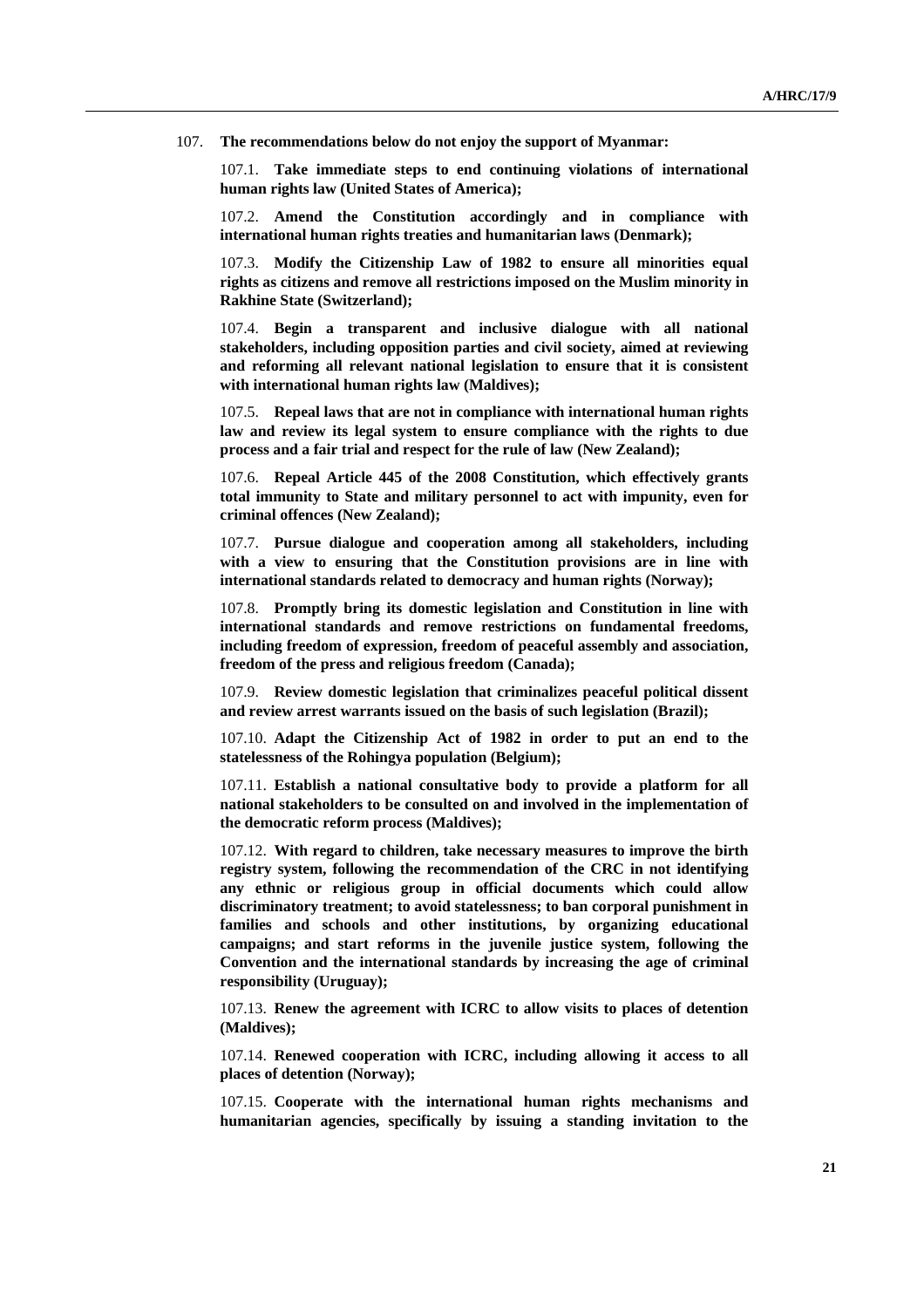107. **The recommendations below do not enjoy the support of Myanmar:**

107.1. **Take immediate steps to end continuing violations of international human rights law (United States of America);**

107.2. **Amend the Constitution accordingly and in compliance with international human rights treaties and humanitarian laws (Denmark);**

107.3. **Modify the Citizenship Law of 1982 to ensure all minorities equal rights as citizens and remove all restrictions imposed on the Muslim minority in Rakhine State (Switzerland);**

107.4. **Begin a transparent and inclusive dialogue with all national stakeholders, including opposition parties and civil society, aimed at reviewing and reforming all relevant national legislation to ensure that it is consistent with international human rights law (Maldives);**

107.5. **Repeal laws that are not in compliance with international human rights law and review its legal system to ensure compliance with the rights to due process and a fair trial and respect for the rule of law (New Zealand);**

107.6. **Repeal Article 445 of the 2008 Constitution, which effectively grants total immunity to State and military personnel to act with impunity, even for criminal offences (New Zealand);**

107.7. **Pursue dialogue and cooperation among all stakeholders, including with a view to ensuring that the Constitution provisions are in line with international standards related to democracy and human rights (Norway);**

107.8. **Promptly bring its domestic legislation and Constitution in line with international standards and remove restrictions on fundamental freedoms, including freedom of expression, freedom of peaceful assembly and association, freedom of the press and religious freedom (Canada);**

107.9. **Review domestic legislation that criminalizes peaceful political dissent and review arrest warrants issued on the basis of such legislation (Brazil);**

107.10. **Adapt the Citizenship Act of 1982 in order to put an end to the statelessness of the Rohingya population (Belgium);**

107.11. **Establish a national consultative body to provide a platform for all national stakeholders to be consulted on and involved in the implementation of the democratic reform process (Maldives);**

107.12. **With regard to children, take necessary measures to improve the birth registry system, following the recommendation of the CRC in not identifying any ethnic or religious group in official documents which could allow discriminatory treatment; to avoid statelessness; to ban corporal punishment in families and schools and other institutions, by organizing educational campaigns; and start reforms in the juvenile justice system, following the Convention and the international standards by increasing the age of criminal responsibility (Uruguay);**

107.13. **Renew the agreement with ICRC to allow visits to places of detention (Maldives);**

107.14. **Renewed cooperation with ICRC, including allowing it access to all places of detention (Norway);**

107.15. **Cooperate with the international human rights mechanisms and humanitarian agencies, specifically by issuing a standing invitation to the**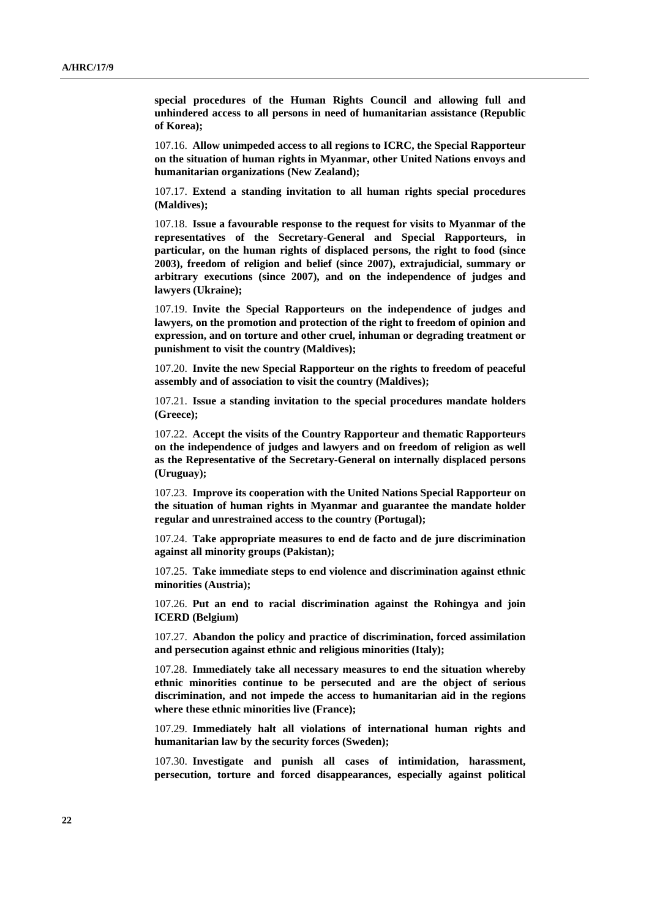**special procedures of the Human Rights Council and allowing full and unhindered access to all persons in need of humanitarian assistance (Republic of Korea);**

107.16. **Allow unimpeded access to all regions to ICRC, the Special Rapporteur on the situation of human rights in Myanmar, other United Nations envoys and humanitarian organizations (New Zealand);**

107.17. **Extend a standing invitation to all human rights special procedures (Maldives);**

107.18. **Issue a favourable response to the request for visits to Myanmar of the representatives of the Secretary-General and Special Rapporteurs, in particular, on the human rights of displaced persons, the right to food (since 2003), freedom of religion and belief (since 2007), extrajudicial, summary or arbitrary executions (since 2007), and on the independence of judges and lawyers (Ukraine);**

107.19. **Invite the Special Rapporteurs on the independence of judges and lawyers, on the promotion and protection of the right to freedom of opinion and expression, and on torture and other cruel, inhuman or degrading treatment or punishment to visit the country (Maldives);**

107.20. **Invite the new Special Rapporteur on the rights to freedom of peaceful assembly and of association to visit the country (Maldives);**

107.21. **Issue a standing invitation to the special procedures mandate holders (Greece);**

107.22. **Accept the visits of the Country Rapporteur and thematic Rapporteurs on the independence of judges and lawyers and on freedom of religion as well as the Representative of the Secretary-General on internally displaced persons (Uruguay);**

107.23. **Improve its cooperation with the United Nations Special Rapporteur on the situation of human rights in Myanmar and guarantee the mandate holder regular and unrestrained access to the country (Portugal);**

107.24. **Take appropriate measures to end de facto and de jure discrimination against all minority groups (Pakistan);**

107.25. **Take immediate steps to end violence and discrimination against ethnic minorities (Austria);**

107.26. **Put an end to racial discrimination against the Rohingya and join ICERD (Belgium)**

107.27. **Abandon the policy and practice of discrimination, forced assimilation and persecution against ethnic and religious minorities (Italy);**

107.28. **Immediately take all necessary measures to end the situation whereby ethnic minorities continue to be persecuted and are the object of serious discrimination, and not impede the access to humanitarian aid in the regions where these ethnic minorities live (France);**

107.29. **Immediately halt all violations of international human rights and humanitarian law by the security forces (Sweden);**

107.30. **Investigate and punish all cases of intimidation, harassment, persecution, torture and forced disappearances, especially against political**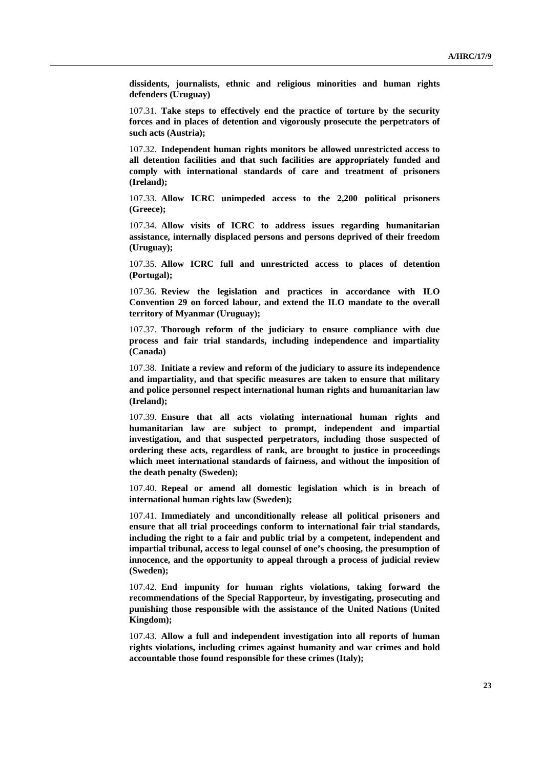**dissidents, journalists, ethnic and religious minorities and human rights defenders (Uruguay)**

107.31. **Take steps to effectively end the practice of torture by the security forces and in places of detention and vigorously prosecute the perpetrators of such acts (Austria);**

107.32. **Independent human rights monitors be allowed unrestricted access to all detention facilities and that such facilities are appropriately funded and comply with international standards of care and treatment of prisoners (Ireland);**

107.33. **Allow ICRC unimpeded access to the 2,200 political prisoners (Greece);**

107.34. **Allow visits of ICRC to address issues regarding humanitarian assistance, internally displaced persons and persons deprived of their freedom (Uruguay);**

107.35. **Allow ICRC full and unrestricted access to places of detention (Portugal);**

107.36. **Review the legislation and practices in accordance with ILO Convention 29 on forced labour, and extend the ILO mandate to the overall territory of Myanmar (Uruguay);**

107.37. **Thorough reform of the judiciary to ensure compliance with due process and fair trial standards, including independence and impartiality (Canada)**

107.38. **Initiate a review and reform of the judiciary to assure its independence and impartiality, and that specific measures are taken to ensure that military and police personnel respect international human rights and humanitarian law (Ireland);**

107.39. **Ensure that all acts violating international human rights and humanitarian law are subject to prompt, independent and impartial investigation, and that suspected perpetrators, including those suspected of ordering these acts, regardless of rank, are brought to justice in proceedings which meet international standards of fairness, and without the imposition of the death penalty (Sweden);**

107.40. **Repeal or amend all domestic legislation which is in breach of international human rights law (Sweden);**

107.41. **Immediately and unconditionally release all political prisoners and ensure that all trial proceedings conform to international fair trial standards, including the right to a fair and public trial by a competent, independent and impartial tribunal, access to legal counsel of one's choosing, the presumption of innocence, and the opportunity to appeal through a process of judicial review (Sweden);**

107.42. **End impunity for human rights violations, taking forward the recommendations of the Special Rapporteur, by investigating, prosecuting and punishing those responsible with the assistance of the United Nations (United Kingdom);**

107.43. **Allow a full and independent investigation into all reports of human rights violations, including crimes against humanity and war crimes and hold accountable those found responsible for these crimes (Italy);**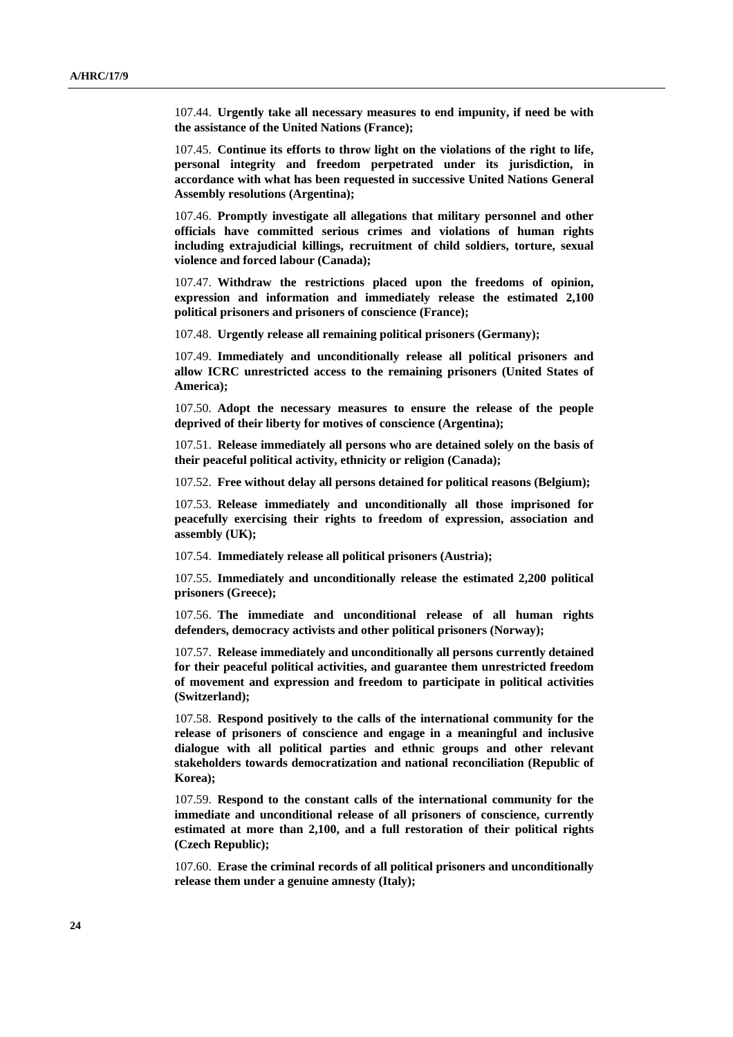107.44. **Urgently take all necessary measures to end impunity, if need be with the assistance of the United Nations (France);**

107.45. **Continue its efforts to throw light on the violations of the right to life, personal integrity and freedom perpetrated under its jurisdiction, in accordance with what has been requested in successive United Nations General Assembly resolutions (Argentina);**

107.46. **Promptly investigate all allegations that military personnel and other officials have committed serious crimes and violations of human rights including extrajudicial killings, recruitment of child soldiers, torture, sexual violence and forced labour (Canada);**

107.47. **Withdraw the restrictions placed upon the freedoms of opinion, expression and information and immediately release the estimated 2,100 political prisoners and prisoners of conscience (France);**

107.48. **Urgently release all remaining political prisoners (Germany);**

107.49. **Immediately and unconditionally release all political prisoners and allow ICRC unrestricted access to the remaining prisoners (United States of America);**

107.50. **Adopt the necessary measures to ensure the release of the people deprived of their liberty for motives of conscience (Argentina);**

107.51. **Release immediately all persons who are detained solely on the basis of their peaceful political activity, ethnicity or religion (Canada);**

107.52. **Free without delay all persons detained for political reasons (Belgium);**

107.53. **Release immediately and unconditionally all those imprisoned for peacefully exercising their rights to freedom of expression, association and assembly (UK);**

107.54. **Immediately release all political prisoners (Austria);**

107.55. **Immediately and unconditionally release the estimated 2,200 political prisoners (Greece);**

107.56. **The immediate and unconditional release of all human rights defenders, democracy activists and other political prisoners (Norway);**

107.57. **Release immediately and unconditionally all persons currently detained for their peaceful political activities, and guarantee them unrestricted freedom of movement and expression and freedom to participate in political activities (Switzerland);**

107.58. **Respond positively to the calls of the international community for the release of prisoners of conscience and engage in a meaningful and inclusive dialogue with all political parties and ethnic groups and other relevant stakeholders towards democratization and national reconciliation (Republic of Korea);**

107.59. **Respond to the constant calls of the international community for the immediate and unconditional release of all prisoners of conscience, currently estimated at more than 2,100, and a full restoration of their political rights (Czech Republic);**

107.60. **Erase the criminal records of all political prisoners and unconditionally release them under a genuine amnesty (Italy);**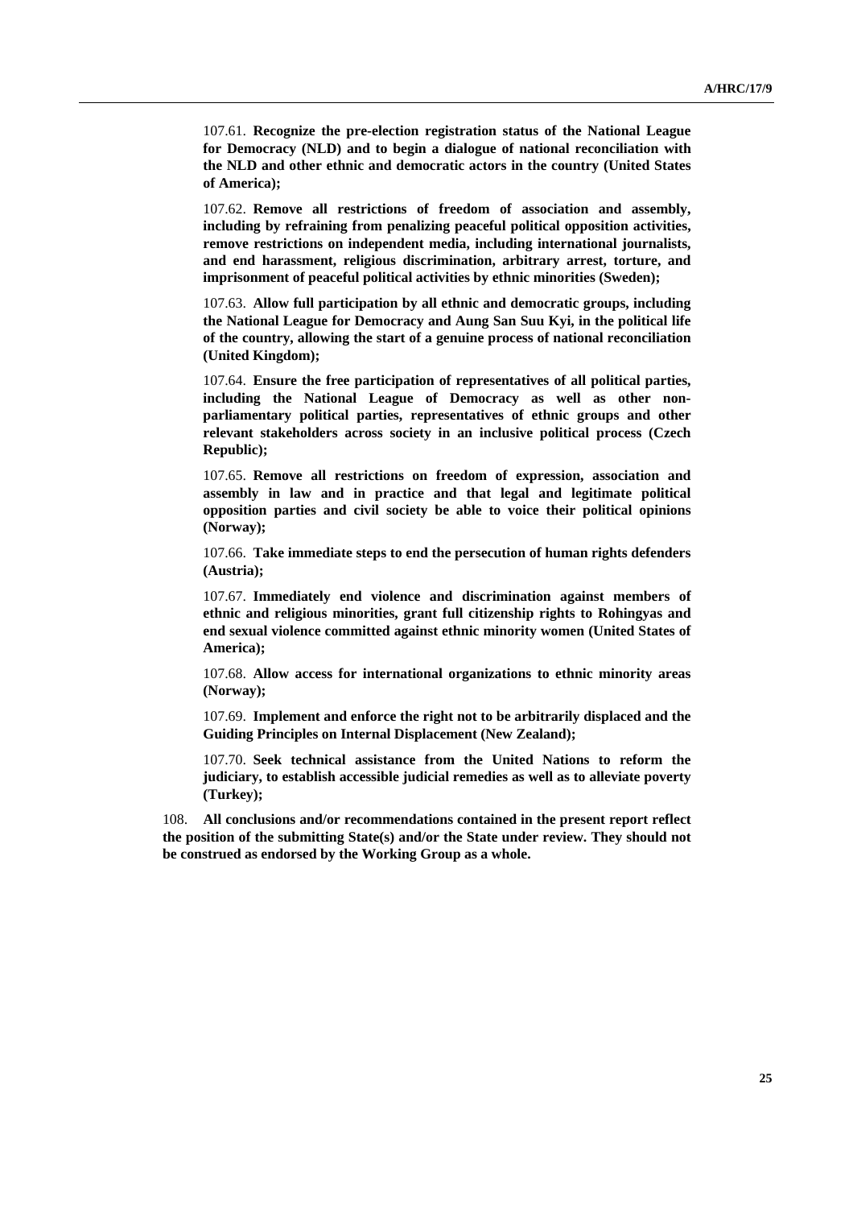107.61. **Recognize the pre-election registration status of the National League for Democracy (NLD) and to begin a dialogue of national reconciliation with the NLD and other ethnic and democratic actors in the country (United States of America);**

107.62. **Remove all restrictions of freedom of association and assembly, including by refraining from penalizing peaceful political opposition activities, remove restrictions on independent media, including international journalists, and end harassment, religious discrimination, arbitrary arrest, torture, and imprisonment of peaceful political activities by ethnic minorities (Sweden);**

107.63. **Allow full participation by all ethnic and democratic groups, including the National League for Democracy and Aung San Suu Kyi, in the political life of the country, allowing the start of a genuine process of national reconciliation (United Kingdom);**

107.64. **Ensure the free participation of representatives of all political parties, including the National League of Democracy as well as other non-parliamentary political parties, representatives of ethnic groups and other relevant stakeholders across society in an inclusive political process (Czech Republic);**

107.65. **Remove all restrictions on freedom of expression, association and assembly in law and in practice and that legal and legitimate political opposition parties and civil society be able to voice their political opinions (Norway);**

107.66. **Take immediate steps to end the persecution of human rights defenders (Austria);**

107.67. **Immediately end violence and discrimination against members of ethnic and religious minorities, grant full citizenship rights to Rohingyas and end sexual violence committed against ethnic minority women (United States of America);**

107.68. **Allow access for international organizations to ethnic minority areas (Norway);**

107.69. **Implement and enforce the right not to be arbitrarily displaced and the Guiding Principles on Internal Displacement (New Zealand);**

107.70. **Seek technical assistance from the United Nations to reform the judiciary, to establish accessible judicial remedies as well as to alleviate poverty (Turkey);**

108. **All conclusions and/or recommendations contained in the present report reflect the position of the submitting State(s) and/or the State under review. They should not be construed as endorsed by the Working Group as a whole.**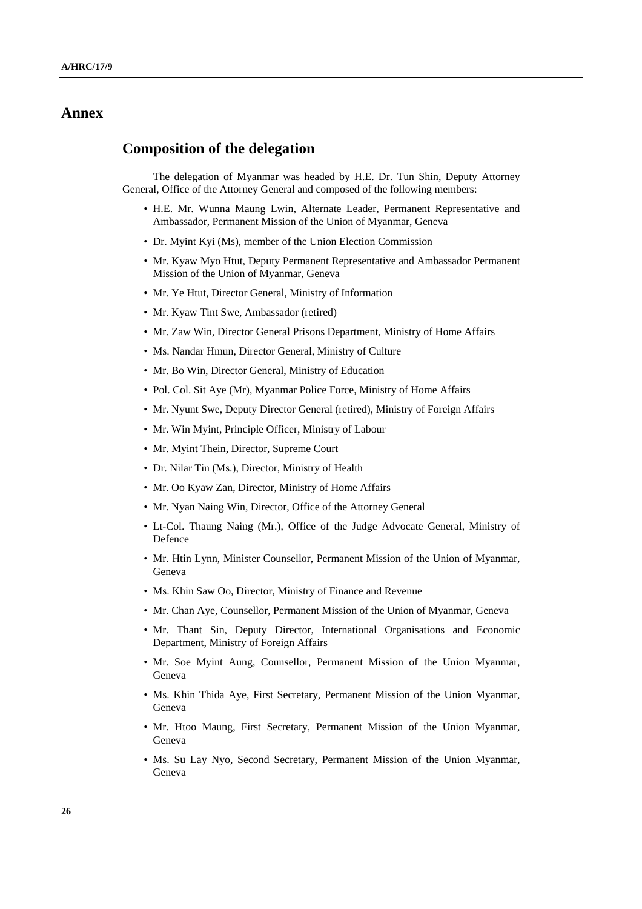# Annex

## Composition of the delegation

The delegation of Myanmar was headed by H.E. Dr. Tun Shin, Deputy Attorney General, Office of the Attorney General and composed of the following members:

- H.E. Mr. Wunna Maung Lwin, Alternate Leader, Permanent Representative and Ambassador, Permanent Mission of the Union of Myanmar, Geneva
- Dr. Myint Kyi (Ms), member of the Union Election Commission
- Mr. Kyaw Myo Htut, Deputy Permanent Representative and Ambassador Permanent Mission of the Union of Myanmar, Geneva
- Mr. Ye Htut, Director General, Ministry of Information
- Mr. Kyaw Tint Swe, Ambassador (retired)
- Mr. Zaw Win, Director General Prisons Department, Ministry of Home Affairs
- Ms. Nandar Hmun, Director General, Ministry of Culture
- Mr. Bo Win, Director General, Ministry of Education
- Pol. Col. Sit Aye (Mr), Myanmar Police Force, Ministry of Home Affairs
- Mr. Nyunt Swe, Deputy Director General (retired), Ministry of Foreign Affairs
- Mr. Win Myint, Principle Officer, Ministry of Labour
- Mr. Myint Thein, Director, Supreme Court
- Dr. Nilar Tin (Ms.), Director, Ministry of Health
- Mr. Oo Kyaw Zan, Director, Ministry of Home Affairs
- Mr. Nyan Naing Win, Director, Office of the Attorney General
- Lt-Col. Thaung Naing (Mr.), Office of the Judge Advocate General, Ministry of Defence
- Mr. Htin Lynn, Minister Counsellor, Permanent Mission of the Union of Myanmar, Geneva
- Ms. Khin Saw Oo, Director, Ministry of Finance and Revenue
- Mr. Chan Aye, Counsellor, Permanent Mission of the Union of Myanmar, Geneva
- Mr. Thant Sin, Deputy Director, International Organisations and Economic Department, Ministry of Foreign Affairs
- Mr. Soe Myint Aung, Counsellor, Permanent Mission of the Union Myanmar, Geneva
- Ms. Khin Thida Aye, First Secretary, Permanent Mission of the Union Myanmar, Geneva
- Mr. Htoo Maung, First Secretary, Permanent Mission of the Union Myanmar, Geneva
- Ms. Su Lay Nyo, Second Secretary, Permanent Mission of the Union Myanmar, Geneva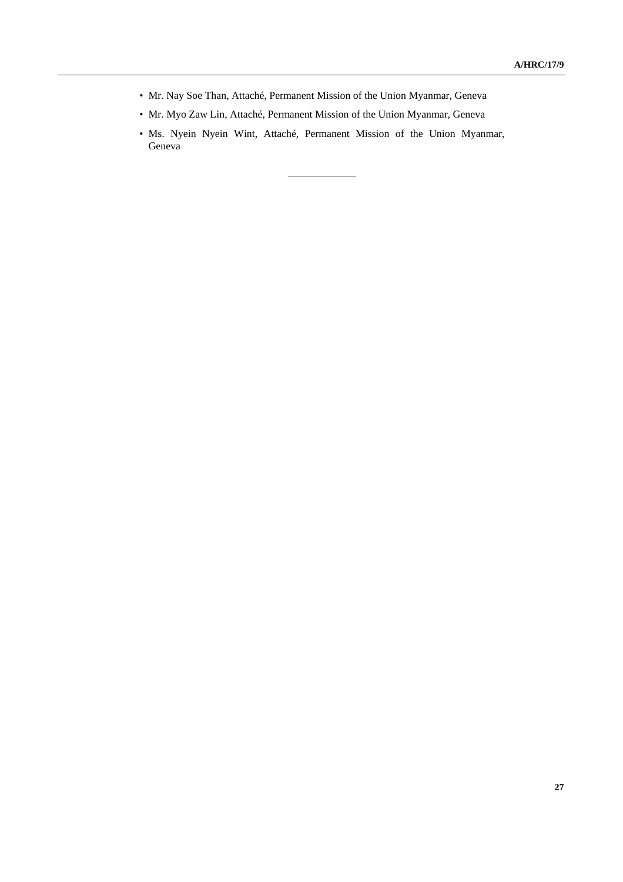- Mr. Nay Soe Than, Attaché, Permanent Mission of the Union Myanmar, Geneva
- Mr. Myo Zaw Lin, Attaché, Permanent Mission of the Union Myanmar, Geneva
- Ms. Nyein Nyein Wint, Attaché, Permanent Mission of the Union Myanmar, Geneva